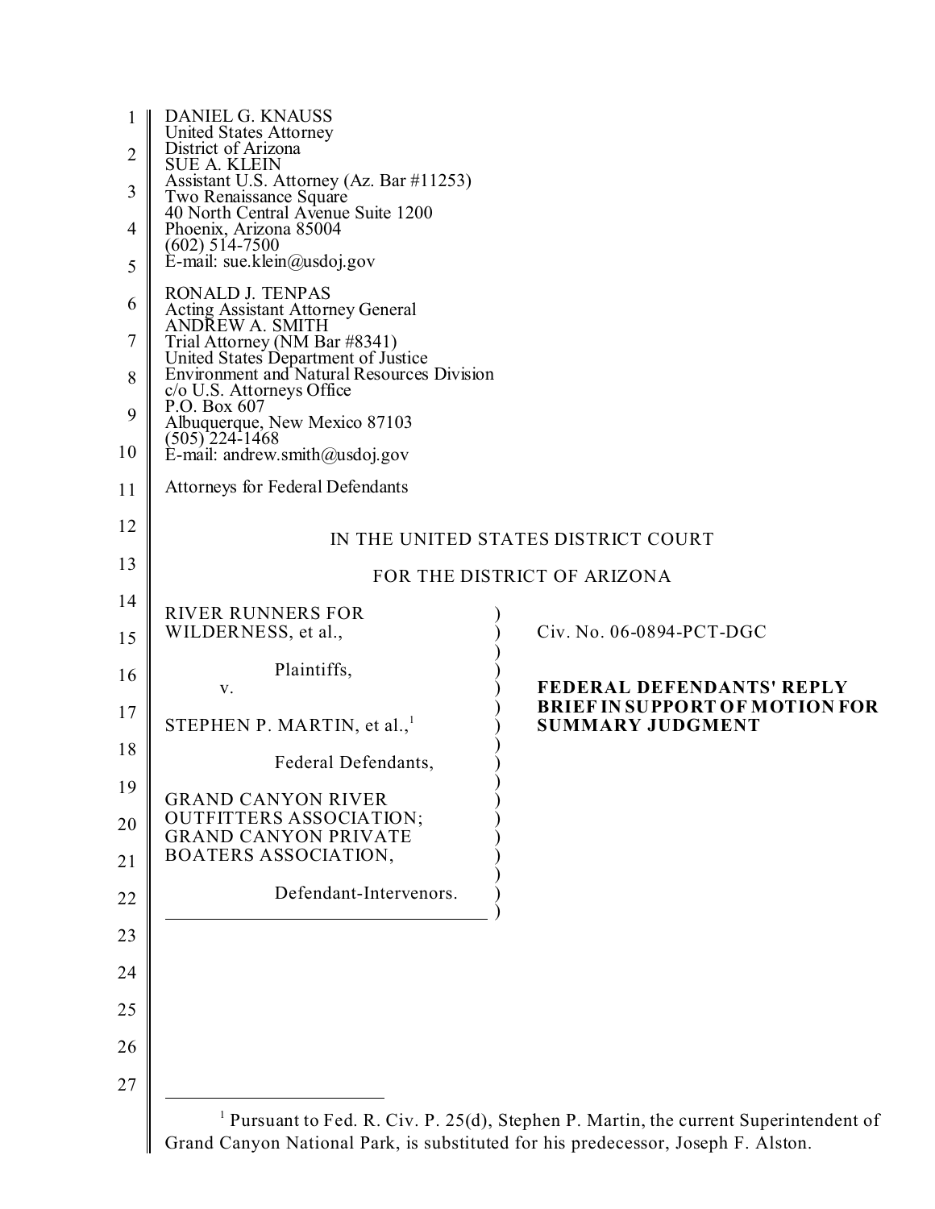DANIEL G. KNAUSS
United States Attorney
District of Arizona
SUE A. KLEIN
Assistant U.S. Attorney (Az. Bar #11253)
Two Renaissance Square
40 North Central Avenue Suite 1200
Phoenix, Arizona 85004
(602) 514-7500
E-mail: sue.klein@usdoj.gov

RONALD J. TENPAS
Acting Assistant Attorney General
ANDREW A. SMITH
Trial Attorney (NM Bar #8341)
United States Department of Justice
Environment and Natural Resources Division
c/o U.S. Attorneys Office
P.O. Box 607
Albuquerque, New Mexico 87103
(505) 224-1468
E-mail: andrew.smith@usdoj.gov

Attorneys for Federal Defendants

IN THE UNITED STATES DISTRICT COURT

FOR THE DISTRICT OF ARIZONA

RIVER RUNNERS FOR WILDERNESS, et al.,

Plaintiffs,

v.

STEPHEN P. MARTIN, et al.,[1]

Federal Defendants,

GRAND CANYON RIVER OUTFITTERS ASSOCIATION; GRAND CANYON PRIVATE BOATERS ASSOCIATION,

Defendant-Intervenors.

Civ. No. 06-0894-PCT-DGC

**FEDERAL DEFENDANTS' REPLY BRIEF IN SUPPORT OF MOTION FOR SUMMARY JUDGMENT**

[1] Pursuant to Fed. R. Civ. P. 25(d), Stephen P. Martin, the current Superintendent of Grand Canyon National Park, is substituted for his predecessor, Joseph F. Alston.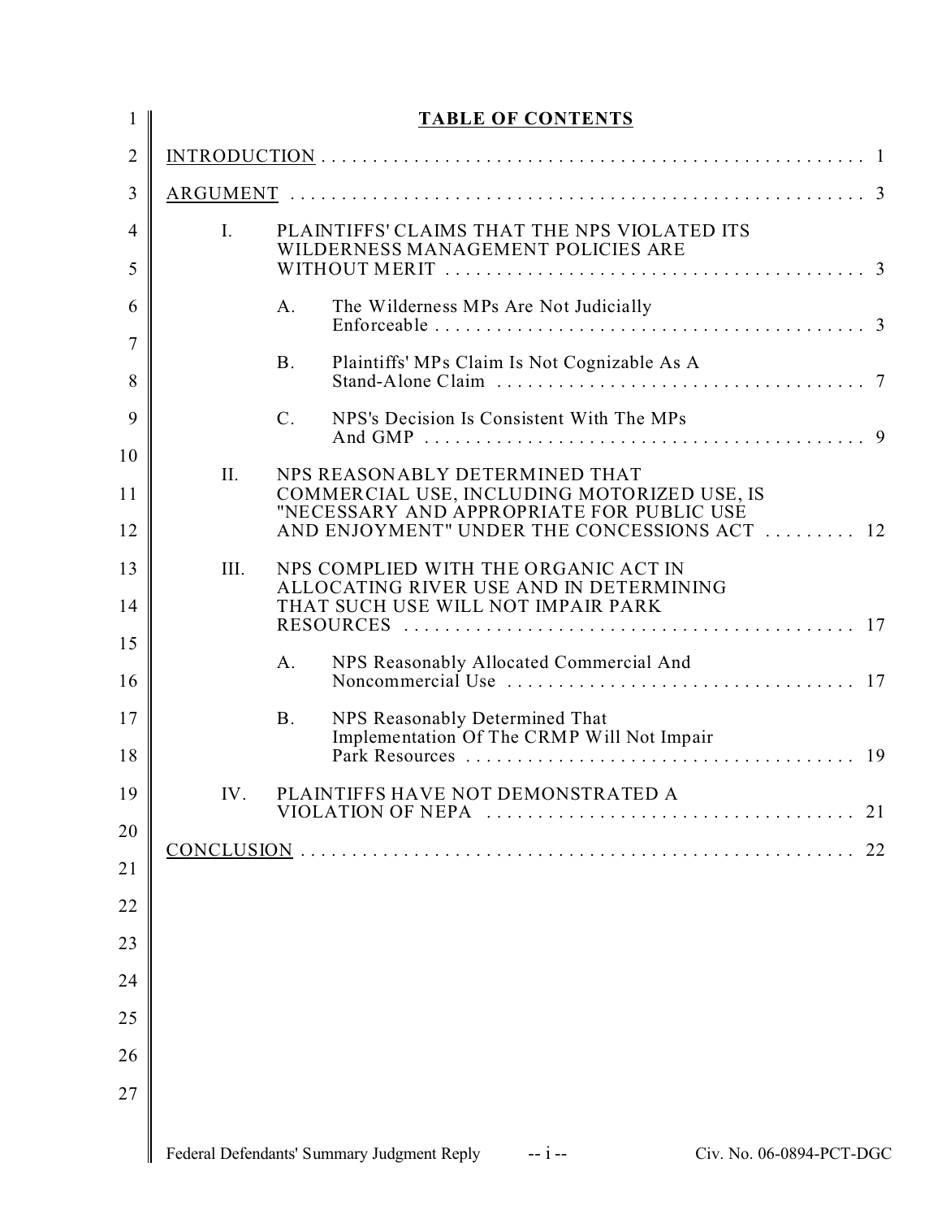# TABLE OF CONTENTS

INTRODUCTION . . . . . . . . . . . . . . . . . . . . . . . . . . . . . . . . . . . . . . . . . . . . . . . . . . . . . 1

ARGUMENT . . . . . . . . . . . . . . . . . . . . . . . . . . . . . . . . . . . . . . . . . . . . . . . . . . . . . 3

- I. PLAINTIFFS' CLAIMS THAT THE NPS VIOLATED ITS WILDERNESS MANAGEMENT POLICIES ARE WITHOUT MERIT . . . . . . . . . . . . . . . . . . . . . . . . . . . . . . . . . . . . . . . . 3
  - A. The Wilderness MPs Are Not Judicially Enforceable . . . . . . . . . . . . . . . . . . . . . . . . . . . . . . . . . . . . . . . . . 3
  - B. Plaintiffs' MPs Claim Is Not Cognizable As A Stand-Alone Claim . . . . . . . . . . . . . . . . . . . . . . . . . . . . . . . . . . . 7
  - C. NPS's Decision Is Consistent With The MPs And GMP . . . . . . . . . . . . . . . . . . . . . . . . . . . . . . . . . . . . . . . . . 9
- II. NPS REASONABLY DETERMINED THAT COMMERCIAL USE, INCLUDING MOTORIZED USE, IS "NECESSARY AND APPROPRIATE FOR PUBLIC USE AND ENJOYMENT" UNDER THE CONCESSIONS ACT . . . . . . . . . 12
- III. NPS COMPLIED WITH THE ORGANIC ACT IN ALLOCATING RIVER USE AND IN DETERMINING THAT SUCH USE WILL NOT IMPAIR PARK RESOURCES . . . . . . . . . . . . . . . . . . . . . . . . . . . . . . . . . . . . . . . . . . . 17
  - A. NPS Reasonably Allocated Commercial And Noncommercial Use . . . . . . . . . . . . . . . . . . . . . . . . . . . . . . . . . 17
  - B. NPS Reasonably Determined That Implementation Of The CRMP Will Not Impair Park Resources . . . . . . . . . . . . . . . . . . . . . . . . . . . . . . . . . . . . . 19
- IV. PLAINTIFFS HAVE NOT DEMONSTRATED A VIOLATION OF NEPA . . . . . . . . . . . . . . . . . . . . . . . . . . . . . . . . . . . 21

CONCLUSION . . . . . . . . . . . . . . . . . . . . . . . . . . . . . . . . . . . . . . . . . . . . . . . . . . . . 22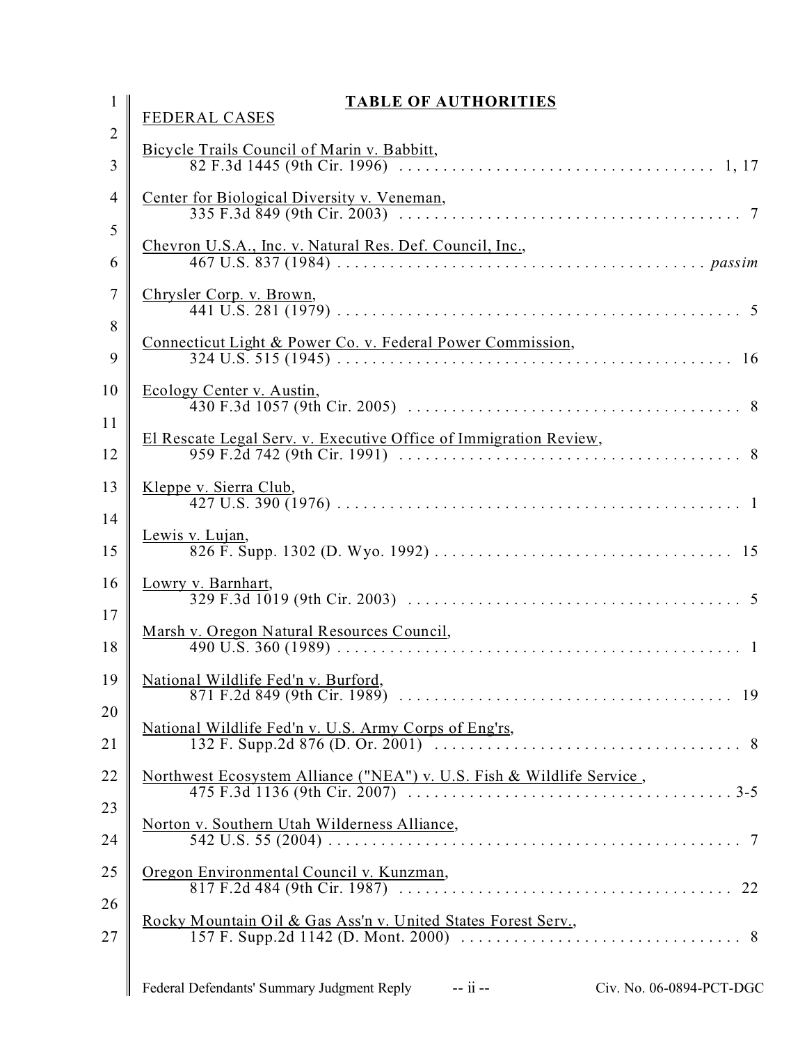# TABLE OF AUTHORITIES

## FEDERAL CASES

Bicycle Trails Council of Marin v. Babbitt,
82 F.3d 1445 (9th Cir. 1996) . . . . . . . . . . . . . . . . . . . . . . . . . . . . . . . . . . . 1, 17

Center for Biological Diversity v. Veneman,
335 F.3d 849 (9th Cir. 2003) . . . . . . . . . . . . . . . . . . . . . . . . . . . . . . . . . . . . . 7

Chevron U.S.A., Inc. v. Natural Res. Def. Council, Inc.,
467 U.S. 837 (1984) . . . . . . . . . . . . . . . . . . . . . . . . . . . . . . . . . . . . . . . . *passim*

Chrysler Corp. v. Brown,
441 U.S. 281 (1979) . . . . . . . . . . . . . . . . . . . . . . . . . . . . . . . . . . . . . . . . . . . 5

Connecticut Light & Power Co. v. Federal Power Commission,
324 U.S. 515 (1945) . . . . . . . . . . . . . . . . . . . . . . . . . . . . . . . . . . . . . . . . . . 16

Ecology Center v. Austin,
430 F.3d 1057 (9th Cir. 2005) . . . . . . . . . . . . . . . . . . . . . . . . . . . . . . . . . . . . 8

El Rescate Legal Serv. v. Executive Office of Immigration Review,
959 F.2d 742 (9th Cir. 1991) . . . . . . . . . . . . . . . . . . . . . . . . . . . . . . . . . . . . . 8

Kleppe v. Sierra Club,
427 U.S. 390 (1976) . . . . . . . . . . . . . . . . . . . . . . . . . . . . . . . . . . . . . . . . . . . 1

Lewis v. Lujan,
826 F. Supp. 1302 (D. Wyo. 1992) . . . . . . . . . . . . . . . . . . . . . . . . . . . . . . . . 15

Lowry v. Barnhart,
329 F.3d 1019 (9th Cir. 2003) . . . . . . . . . . . . . . . . . . . . . . . . . . . . . . . . . . . . 5

Marsh v. Oregon Natural Resources Council,
490 U.S. 360 (1989) . . . . . . . . . . . . . . . . . . . . . . . . . . . . . . . . . . . . . . . . . . . 1

National Wildlife Fed'n v. Burford,
871 F.2d 849 (9th Cir. 1989) . . . . . . . . . . . . . . . . . . . . . . . . . . . . . . . . . . . . 19

National Wildlife Fed'n v. U.S. Army Corps of Eng'rs,
132 F. Supp.2d 876 (D. Or. 2001) . . . . . . . . . . . . . . . . . . . . . . . . . . . . . . . . . 8

Northwest Ecosystem Alliance ("NEA") v. U.S. Fish & Wildlife Service ,
475 F.3d 1136 (9th Cir. 2007) . . . . . . . . . . . . . . . . . . . . . . . . . . . . . . . . . . . 3-5

Norton v. Southern Utah Wilderness Alliance,
542 U.S. 55 (2004) . . . . . . . . . . . . . . . . . . . . . . . . . . . . . . . . . . . . . . . . . . . . 7

Oregon Environmental Council v. Kunzman,
817 F.2d 484 (9th Cir. 1987) . . . . . . . . . . . . . . . . . . . . . . . . . . . . . . . . . . . . 22

Rocky Mountain Oil & Gas Ass'n v. United States Forest Serv.,
157 F. Supp.2d 1142 (D. Mont. 2000) . . . . . . . . . . . . . . . . . . . . . . . . . . . . . . . 8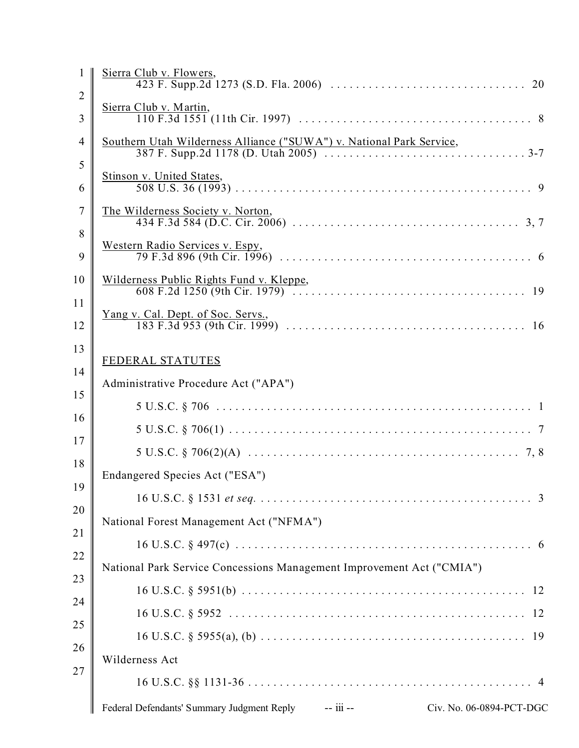Sierra Club v. Flowers,
423 F. Supp.2d 1273 (S.D. Fla. 2006) . . . . . . . . . . . . . . . . . . . . . . . . . . . . . . . 20

Sierra Club v. Martin,
110 F.3d 1551 (11th Cir. 1997) . . . . . . . . . . . . . . . . . . . . . . . . . . . . . . . . . . . . 8

Southern Utah Wilderness Alliance ("SUWA") v. National Park Service,
387 F. Supp.2d 1178 (D. Utah 2005) . . . . . . . . . . . . . . . . . . . . . . . . . . . . . . . 3-7

Stinson v. United States,
508 U.S. 36 (1993) . . . . . . . . . . . . . . . . . . . . . . . . . . . . . . . . . . . . . . . . . . . . . . 9

The Wilderness Society v. Norton,
434 F.3d 584 (D.C. Cir. 2006) . . . . . . . . . . . . . . . . . . . . . . . . . . . . . . . . . . . 3, 7

Western Radio Services v. Espy,
79 F.3d 896 (9th Cir. 1996) . . . . . . . . . . . . . . . . . . . . . . . . . . . . . . . . . . . . . . . 6

Wilderness Public Rights Fund v. Kleppe,
608 F.2d 1250 (9th Cir. 1979) . . . . . . . . . . . . . . . . . . . . . . . . . . . . . . . . . . . . 19

Yang v. Cal. Dept. of Soc. Servs.,
183 F.3d 953 (9th Cir. 1999) . . . . . . . . . . . . . . . . . . . . . . . . . . . . . . . . . . . . . 16

FEDERAL STATUTES

Administrative Procedure Act ("APA")

5 U.S.C. § 706 . . . . . . . . . . . . . . . . . . . . . . . . . . . . . . . . . . . . . . . . . . . . . . . . . 1

5 U.S.C. § 706(1) . . . . . . . . . . . . . . . . . . . . . . . . . . . . . . . . . . . . . . . . . . . . . . . 7

5 U.S.C. § 706(2)(A) . . . . . . . . . . . . . . . . . . . . . . . . . . . . . . . . . . . . . . . . . . . 7, 8

Endangered Species Act ("ESA")

16 U.S.C. § 1531 *et seq.* . . . . . . . . . . . . . . . . . . . . . . . . . . . . . . . . . . . . . . . . . . 3

National Forest Management Act ("NFMA")

16 U.S.C. § 497(c) . . . . . . . . . . . . . . . . . . . . . . . . . . . . . . . . . . . . . . . . . . . . . . 6

National Park Service Concessions Management Improvement Act ("CMIA")

16 U.S.C. § 5951(b) . . . . . . . . . . . . . . . . . . . . . . . . . . . . . . . . . . . . . . . . . . . . 12

16 U.S.C. § 5952 . . . . . . . . . . . . . . . . . . . . . . . . . . . . . . . . . . . . . . . . . . . . . . 12

16 U.S.C. § 5955(a), (b) . . . . . . . . . . . . . . . . . . . . . . . . . . . . . . . . . . . . . . . . . 19

Wilderness Act

16 U.S.C. §§ 1131-36 . . . . . . . . . . . . . . . . . . . . . . . . . . . . . . . . . . . . . . . . . . . . 4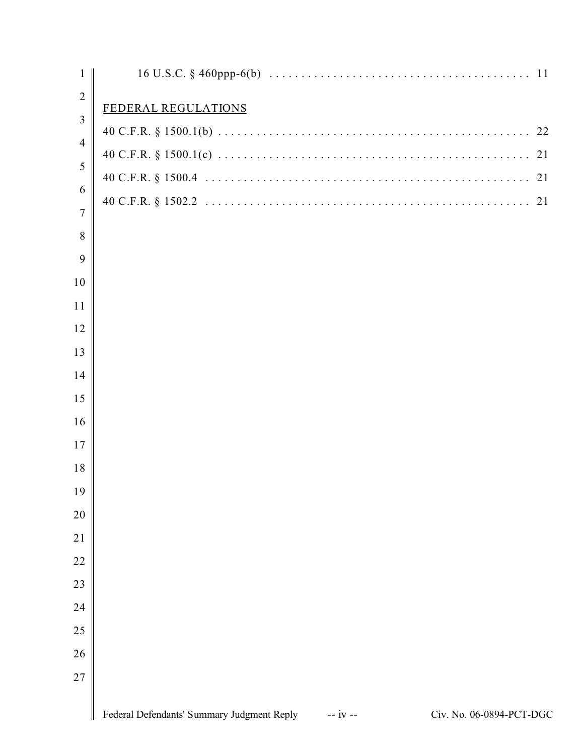16 U.S.C. § 460ppp-6(b) . . . . . . . . . . . . . . . . . . . . . . . . . . . . . . . . . . . . . . . . . 11

FEDERAL REGULATIONS

40 C.F.R. § 1500.1(b) . . . . . . . . . . . . . . . . . . . . . . . . . . . . . . . . . . . . . . . . . . . . . . 22

40 C.F.R. § 1500.1(c) . . . . . . . . . . . . . . . . . . . . . . . . . . . . . . . . . . . . . . . . . . . . . . 21

40 C.F.R. § 1500.4 . . . . . . . . . . . . . . . . . . . . . . . . . . . . . . . . . . . . . . . . . . . . . . . 21

40 C.F.R. § 1502.2 . . . . . . . . . . . . . . . . . . . . . . . . . . . . . . . . . . . . . . . . . . . . . . . 21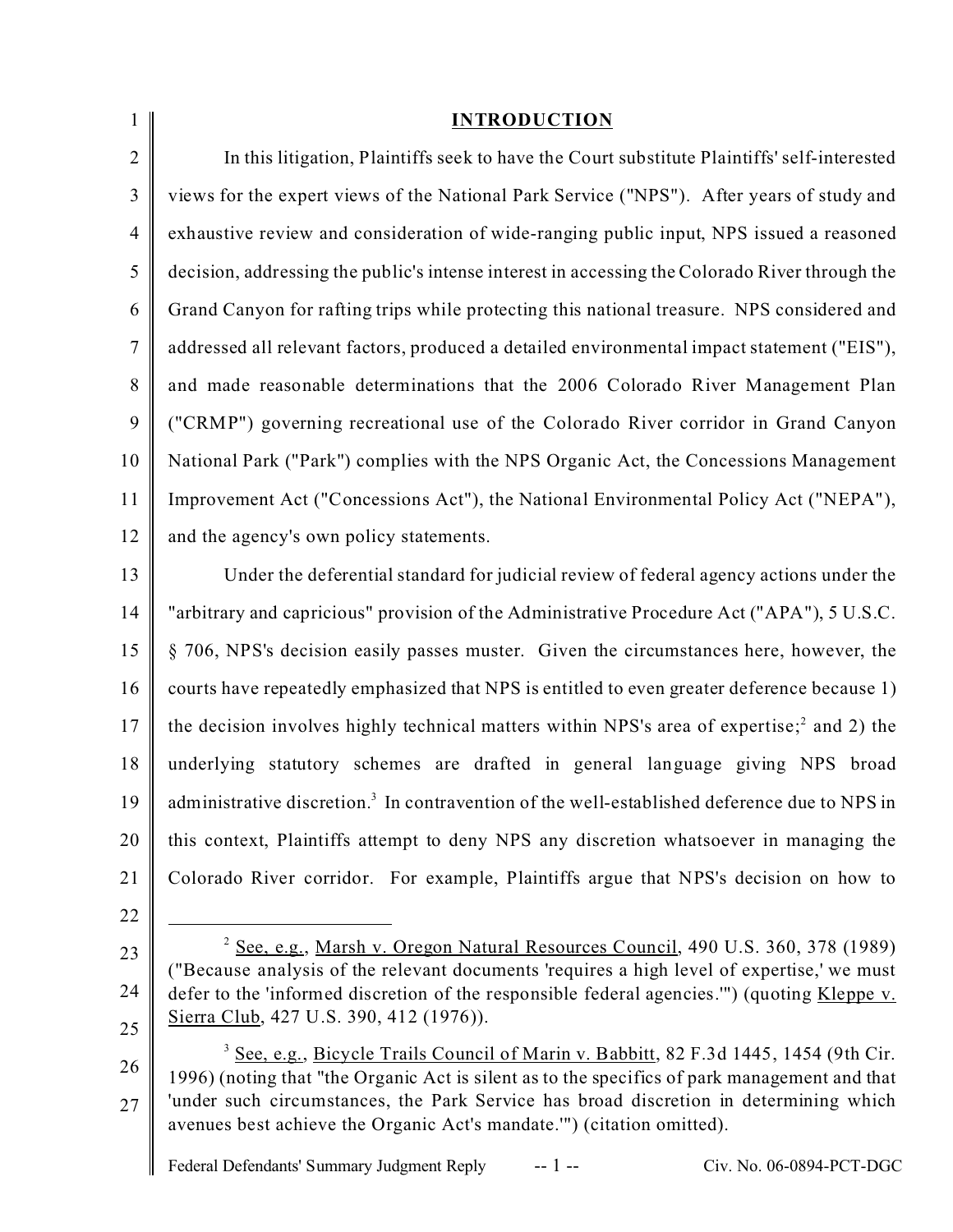## INTRODUCTION

In this litigation, Plaintiffs seek to have the Court substitute Plaintiffs' self-interested views for the expert views of the National Park Service ("NPS"). After years of study and exhaustive review and consideration of wide-ranging public input, NPS issued a reasoned decision, addressing the public's intense interest in accessing the Colorado River through the Grand Canyon for rafting trips while protecting this national treasure. NPS considered and addressed all relevant factors, produced a detailed environmental impact statement ("EIS"), and made reasonable determinations that the 2006 Colorado River Management Plan ("CRMP") governing recreational use of the Colorado River corridor in Grand Canyon National Park ("Park") complies with the NPS Organic Act, the Concessions Management Improvement Act ("Concessions Act"), the National Environmental Policy Act ("NEPA"), and the agency's own policy statements.

Under the deferential standard for judicial review of federal agency actions under the "arbitrary and capricious" provision of the Administrative Procedure Act ("APA"), 5 U.S.C. § 706, NPS's decision easily passes muster. Given the circumstances here, however, the courts have repeatedly emphasized that NPS is entitled to even greater deference because 1) the decision involves highly technical matters within NPS's area of expertise;[2] and 2) the underlying statutory schemes are drafted in general language giving NPS broad administrative discretion.[3] In contravention of the well-established deference due to NPS in this context, Plaintiffs attempt to deny NPS any discretion whatsoever in managing the Colorado River corridor. For example, Plaintiffs argue that NPS's decision on how to

---

[2] See, e.g., Marsh v. Oregon Natural Resources Council, 490 U.S. 360, 378 (1989) ("Because analysis of the relevant documents 'requires a high level of expertise,' we must defer to the 'informed discretion of the responsible federal agencies.'") (quoting Kleppe v. Sierra Club, 427 U.S. 390, 412 (1976)).

[3] See, e.g., Bicycle Trails Council of Marin v. Babbitt, 82 F.3d 1445, 1454 (9th Cir. 1996) (noting that "the Organic Act is silent as to the specifics of park management and that 'under such circumstances, the Park Service has broad discretion in determining which avenues best achieve the Organic Act's mandate.'") (citation omitted).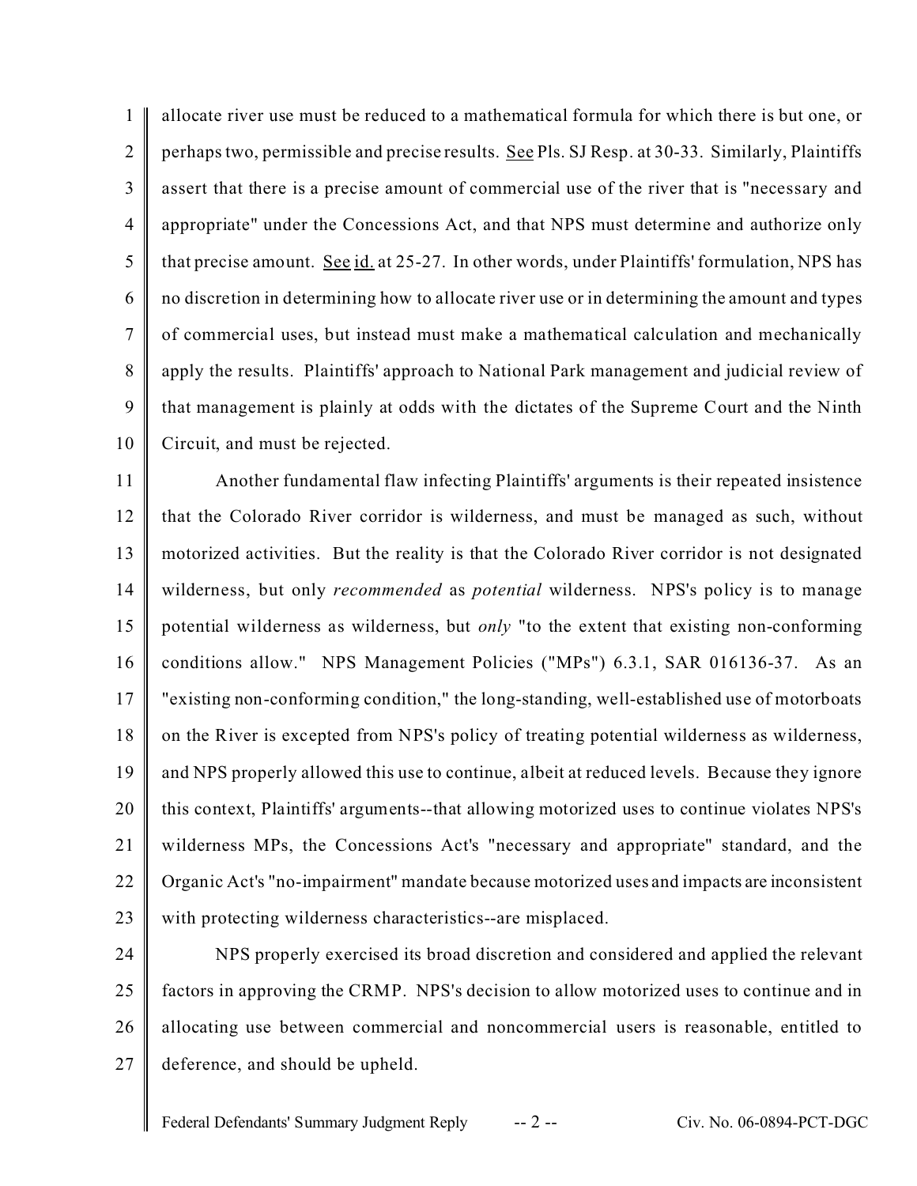allocate river use must be reduced to a mathematical formula for which there is but one, or perhaps two, permissible and precise results. See Pls. SJ Resp. at 30-33. Similarly, Plaintiffs assert that there is a precise amount of commercial use of the river that is "necessary and appropriate" under the Concessions Act, and that NPS must determine and authorize only that precise amount. See id. at 25-27. In other words, under Plaintiffs' formulation, NPS has no discretion in determining how to allocate river use or in determining the amount and types of commercial uses, but instead must make a mathematical calculation and mechanically apply the results. Plaintiffs' approach to National Park management and judicial review of that management is plainly at odds with the dictates of the Supreme Court and the Ninth Circuit, and must be rejected.

Another fundamental flaw infecting Plaintiffs' arguments is their repeated insistence that the Colorado River corridor is wilderness, and must be managed as such, without motorized activities. But the reality is that the Colorado River corridor is not designated wilderness, but only *recommended* as *potential* wilderness. NPS's policy is to manage potential wilderness as wilderness, but *only* "to the extent that existing non-conforming conditions allow." NPS Management Policies ("MPs") 6.3.1, SAR 016136-37. As an "existing non-conforming condition," the long-standing, well-established use of motorboats on the River is excepted from NPS's policy of treating potential wilderness as wilderness, and NPS properly allowed this use to continue, albeit at reduced levels. Because they ignore this context, Plaintiffs' arguments--that allowing motorized uses to continue violates NPS's wilderness MPs, the Concessions Act's "necessary and appropriate" standard, and the Organic Act's "no-impairment" mandate because motorized uses and impacts are inconsistent with protecting wilderness characteristics--are misplaced.

NPS properly exercised its broad discretion and considered and applied the relevant factors in approving the CRMP. NPS's decision to allow motorized uses to continue and in allocating use between commercial and noncommercial users is reasonable, entitled to deference, and should be upheld.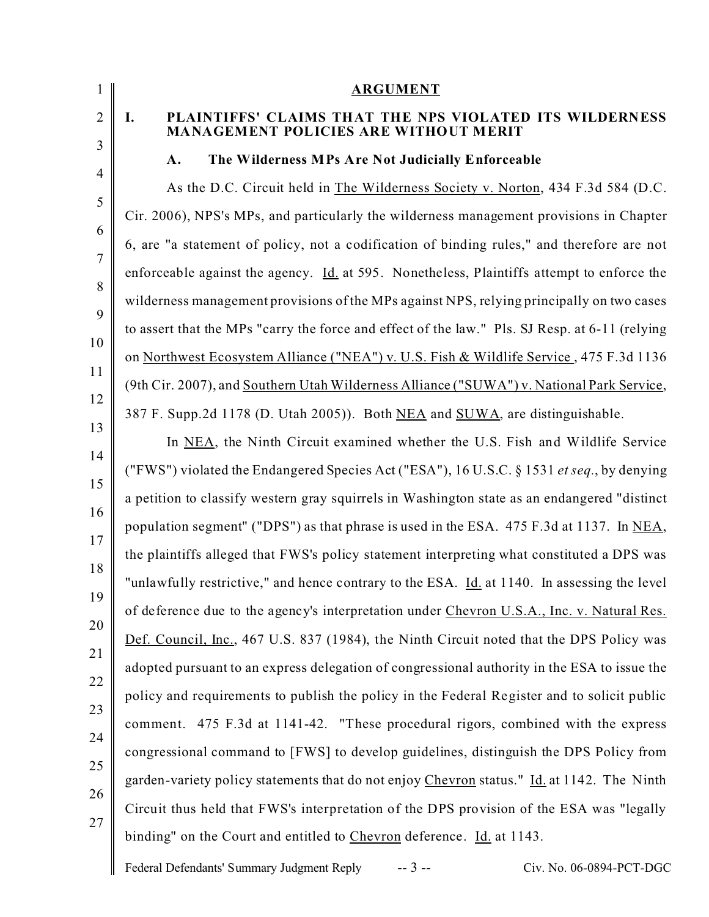## ARGUMENT

### I. PLAINTIFFS' CLAIMS THAT THE NPS VIOLATED ITS WILDERNESS MANAGEMENT POLICIES ARE WITHOUT MERIT

#### A. The Wilderness MPs Are Not Judicially Enforceable

As the D.C. Circuit held in The Wilderness Society v. Norton, 434 F.3d 584 (D.C. Cir. 2006), NPS's MPs, and particularly the wilderness management provisions in Chapter 6, are "a statement of policy, not a codification of binding rules," and therefore are not enforceable against the agency. Id. at 595. Nonetheless, Plaintiffs attempt to enforce the wilderness management provisions of the MPs against NPS, relying principally on two cases to assert that the MPs "carry the force and effect of the law." Pls. SJ Resp. at 6-11 (relying on Northwest Ecosystem Alliance ("NEA") v. U.S. Fish & Wildlife Service , 475 F.3d 1136 (9th Cir. 2007), and Southern Utah Wilderness Alliance ("SUWA") v. National Park Service, 387 F. Supp.2d 1178 (D. Utah 2005)). Both NEA and SUWA, are distinguishable.

In NEA, the Ninth Circuit examined whether the U.S. Fish and Wildlife Service ("FWS") violated the Endangered Species Act ("ESA"), 16 U.S.C. § 1531 *et seq.*, by denying a petition to classify western gray squirrels in Washington state as an endangered "distinct population segment" ("DPS") as that phrase is used in the ESA. 475 F.3d at 1137. In NEA, the plaintiffs alleged that FWS's policy statement interpreting what constituted a DPS was "unlawfully restrictive," and hence contrary to the ESA. Id. at 1140. In assessing the level of deference due to the agency's interpretation under Chevron U.S.A., Inc. v. Natural Res. Def. Council, Inc., 467 U.S. 837 (1984), the Ninth Circuit noted that the DPS Policy was adopted pursuant to an express delegation of congressional authority in the ESA to issue the policy and requirements to publish the policy in the Federal Register and to solicit public comment. 475 F.3d at 1141-42. "These procedural rigors, combined with the express congressional command to [FWS] to develop guidelines, distinguish the DPS Policy from garden-variety policy statements that do not enjoy Chevron status." Id. at 1142. The Ninth Circuit thus held that FWS's interpretation of the DPS provision of the ESA was "legally binding" on the Court and entitled to Chevron deference. Id. at 1143.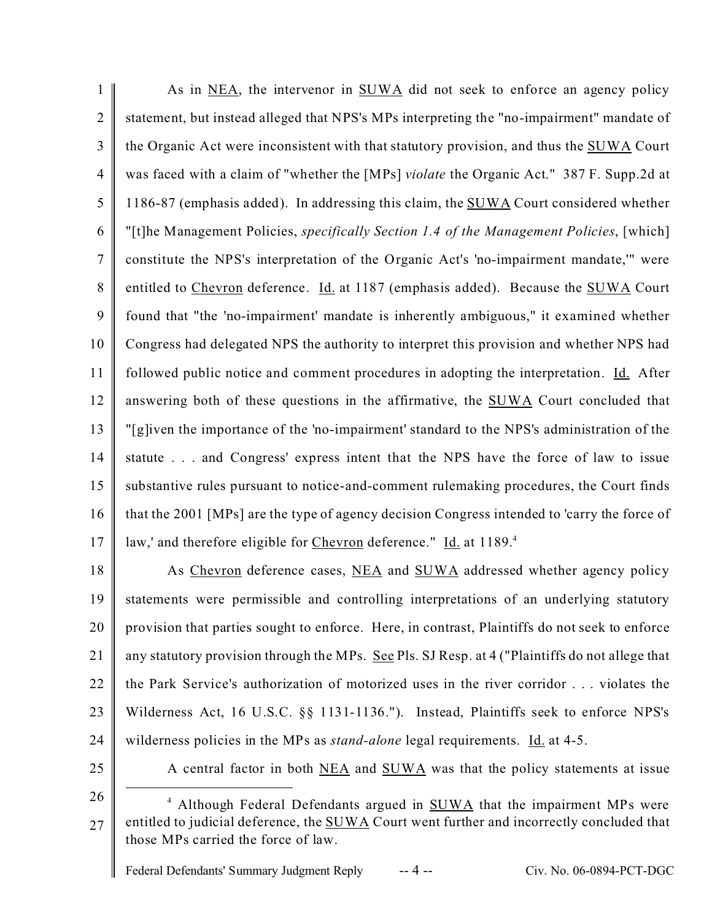As in NEA, the intervenor in SUWA did not seek to enforce an agency policy statement, but instead alleged that NPS's MPs interpreting the "no-impairment" mandate of the Organic Act were inconsistent with that statutory provision, and thus the SUWA Court was faced with a claim of "whether the [MPs] *violate* the Organic Act." 387 F. Supp.2d at 1186-87 (emphasis added). In addressing this claim, the SUWA Court considered whether "[t]he Management Policies, *specifically Section 1.4 of the Management Policies*, [which] constitute the NPS's interpretation of the Organic Act's 'no-impairment mandate,'" were entitled to Chevron deference. Id. at 1187 (emphasis added). Because the SUWA Court found that "the 'no-impairment' mandate is inherently ambiguous," it examined whether Congress had delegated NPS the authority to interpret this provision and whether NPS had followed public notice and comment procedures in adopting the interpretation. Id. After answering both of these questions in the affirmative, the SUWA Court concluded that "[g]iven the importance of the 'no-impairment' standard to the NPS's administration of the statute . . . and Congress' express intent that the NPS have the force of law to issue substantive rules pursuant to notice-and-comment rulemaking procedures, the Court finds that the 2001 [MPs] are the type of agency decision Congress intended to 'carry the force of law,' and therefore eligible for Chevron deference." Id. at 1189.[4]

As Chevron deference cases, NEA and SUWA addressed whether agency policy statements were permissible and controlling interpretations of an underlying statutory provision that parties sought to enforce. Here, in contrast, Plaintiffs do not seek to enforce any statutory provision through the MPs. See Pls. SJ Resp. at 4 ("Plaintiffs do not allege that the Park Service's authorization of motorized uses in the river corridor . . . violates the Wilderness Act, 16 U.S.C. §§ 1131-1136."). Instead, Plaintiffs seek to enforce NPS's wilderness policies in the MPs as *stand-alone* legal requirements. Id. at 4-5.

A central factor in both NEA and SUWA was that the policy statements at issue

[4] Although Federal Defendants argued in SUWA that the impairment MPs were entitled to judicial deference, the SUWA Court went further and incorrectly concluded that those MPs carried the force of law.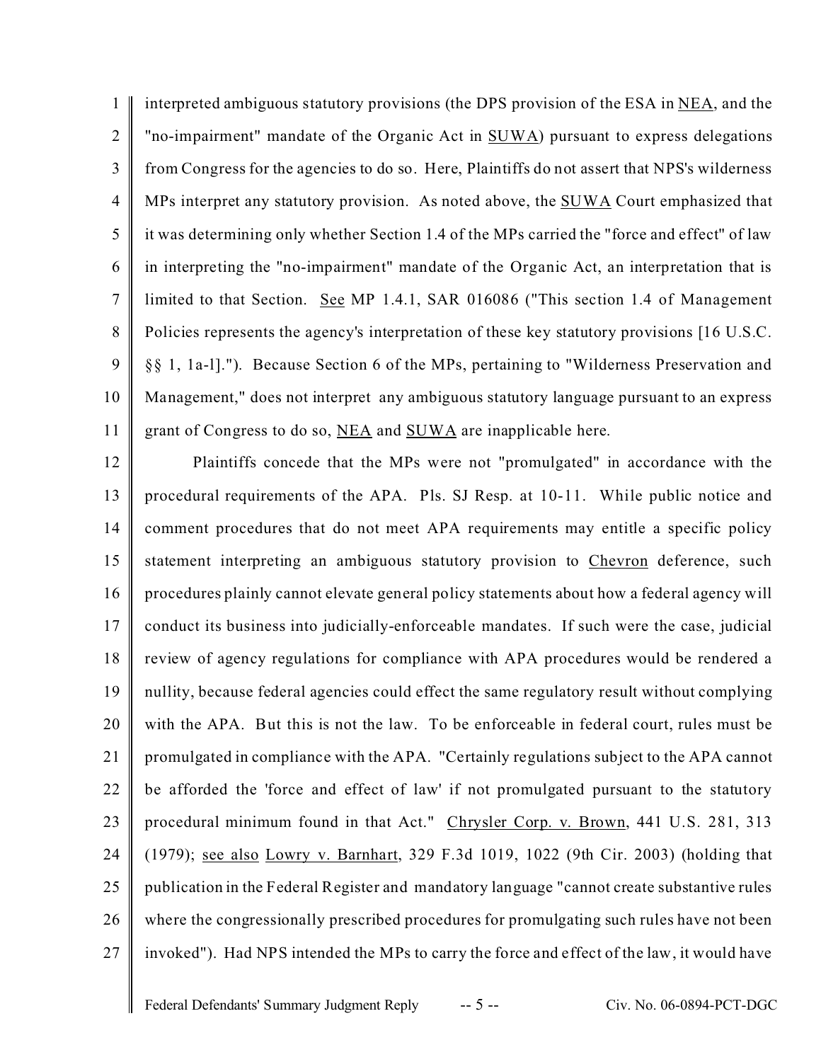interpreted ambiguous statutory provisions (the DPS provision of the ESA in NEA, and the "no-impairment" mandate of the Organic Act in SUWA) pursuant to express delegations from Congress for the agencies to do so. Here, Plaintiffs do not assert that NPS's wilderness MPs interpret any statutory provision. As noted above, the SUWA Court emphasized that it was determining only whether Section 1.4 of the MPs carried the "force and effect" of law in interpreting the "no-impairment" mandate of the Organic Act, an interpretation that is limited to that Section. See MP 1.4.1, SAR 016086 ("This section 1.4 of Management Policies represents the agency's interpretation of these key statutory provisions [16 U.S.C. §§ 1, 1a-1]."). Because Section 6 of the MPs, pertaining to "Wilderness Preservation and Management," does not interpret any ambiguous statutory language pursuant to an express grant of Congress to do so, NEA and SUWA are inapplicable here.

Plaintiffs concede that the MPs were not "promulgated" in accordance with the procedural requirements of the APA. Pls. SJ Resp. at 10-11. While public notice and comment procedures that do not meet APA requirements may entitle a specific policy statement interpreting an ambiguous statutory provision to Chevron deference, such procedures plainly cannot elevate general policy statements about how a federal agency will conduct its business into judicially-enforceable mandates. If such were the case, judicial review of agency regulations for compliance with APA procedures would be rendered a nullity, because federal agencies could effect the same regulatory result without complying with the APA. But this is not the law. To be enforceable in federal court, rules must be promulgated in compliance with the APA. "Certainly regulations subject to the APA cannot be afforded the 'force and effect of law' if not promulgated pursuant to the statutory procedural minimum found in that Act." Chrysler Corp. v. Brown, 441 U.S. 281, 313 (1979); see also Lowry v. Barnhart, 329 F.3d 1019, 1022 (9th Cir. 2003) (holding that publication in the Federal Register and mandatory language "cannot create substantive rules where the congressionally prescribed procedures for promulgating such rules have not been invoked"). Had NPS intended the MPs to carry the force and effect of the law, it would have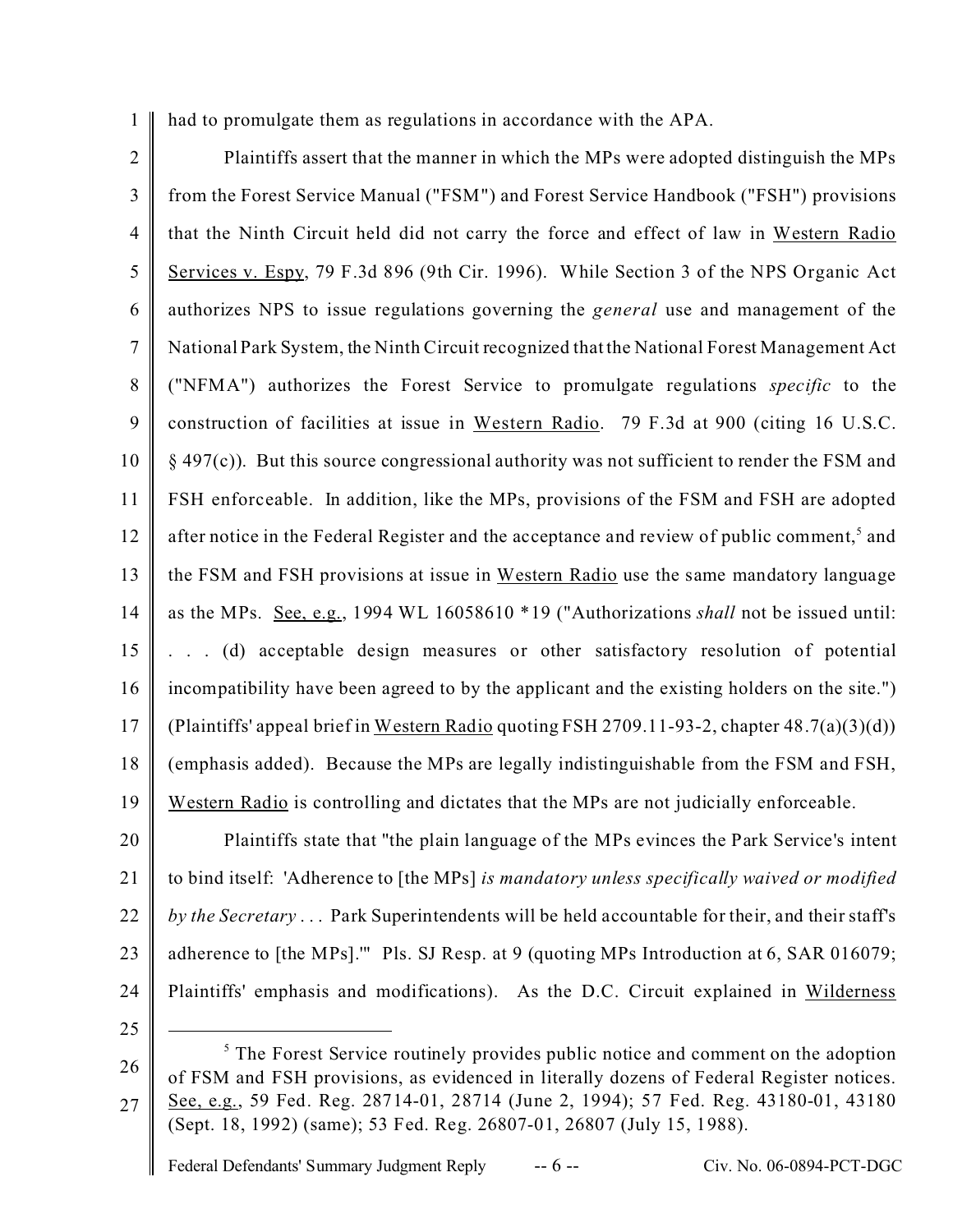had to promulgate them as regulations in accordance with the APA.

Plaintiffs assert that the manner in which the MPs were adopted distinguish the MPs from the Forest Service Manual ("FSM") and Forest Service Handbook ("FSH") provisions that the Ninth Circuit held did not carry the force and effect of law in Western Radio Services v. Espy, 79 F.3d 896 (9th Cir. 1996). While Section 3 of the NPS Organic Act authorizes NPS to issue regulations governing the *general* use and management of the National Park System, the Ninth Circuit recognized that the National Forest Management Act ("NFMA") authorizes the Forest Service to promulgate regulations *specific* to the construction of facilities at issue in Western Radio. 79 F.3d at 900 (citing 16 U.S.C. § 497(c)). But this source congressional authority was not sufficient to render the FSM and FSH enforceable. In addition, like the MPs, provisions of the FSM and FSH are adopted after notice in the Federal Register and the acceptance and review of public comment,[5] and the FSM and FSH provisions at issue in Western Radio use the same mandatory language as the MPs. See, e.g., 1994 WL 16058610 *19 ("Authorizations *shall* not be issued until: . . . (d) acceptable design measures or other satisfactory resolution of potential incompatibility have been agreed to by the applicant and the existing holders on the site.") (Plaintiffs' appeal brief in Western Radio quoting FSH 2709.11-93-2, chapter 48.7(a)(3)(d)) (emphasis added). Because the MPs are legally indistinguishable from the FSM and FSH, Western Radio is controlling and dictates that the MPs are not judicially enforceable.

Plaintiffs state that "the plain language of the MPs evinces the Park Service's intent to bind itself: 'Adherence to [the MPs] *is mandatory unless specifically waived or modified by the Secretary* . . . Park Superintendents will be held accountable for their, and their staff's adherence to [the MPs].'" Pls. SJ Resp. at 9 (quoting MPs Introduction at 6, SAR 016079; Plaintiffs' emphasis and modifications). As the D.C. Circuit explained in Wilderness

---

[5] The Forest Service routinely provides public notice and comment on the adoption of FSM and FSH provisions, as evidenced in literally dozens of Federal Register notices. See, e.g., 59 Fed. Reg. 28714-01, 28714 (June 2, 1994); 57 Fed. Reg. 43180-01, 43180 (Sept. 18, 1992) (same); 53 Fed. Reg. 26807-01, 26807 (July 15, 1988).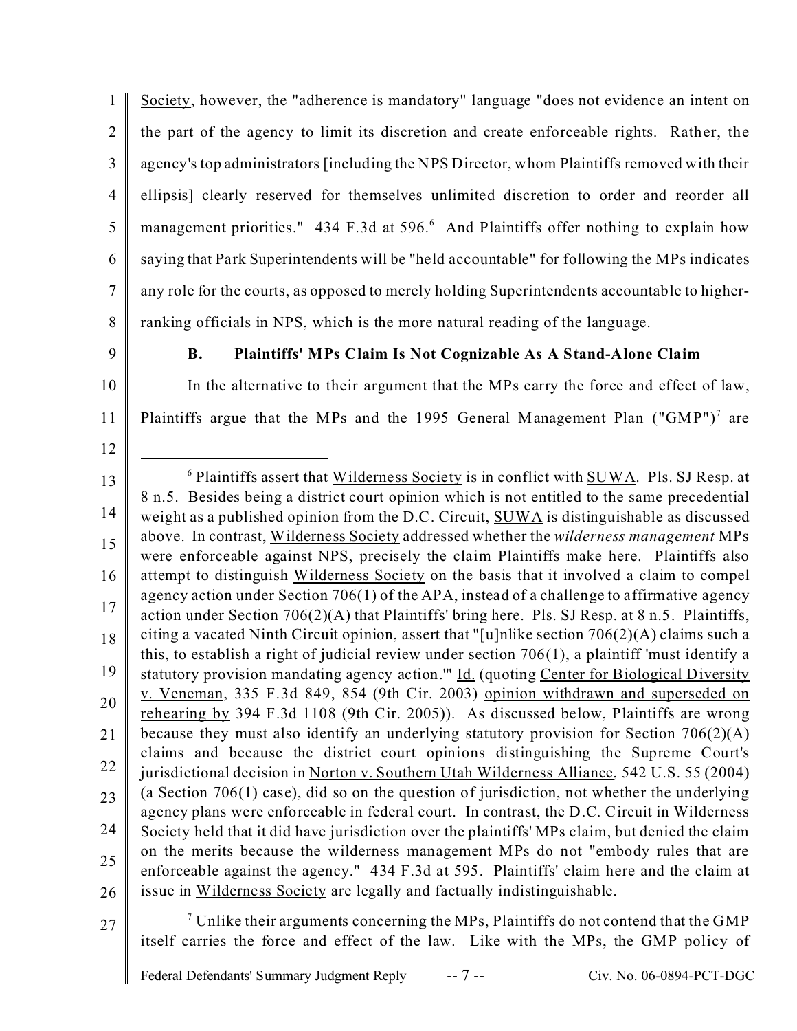Society, however, the "adherence is mandatory" language "does not evidence an intent on the part of the agency to limit its discretion and create enforceable rights. Rather, the agency's top administrators [including the NPS Director, whom Plaintiffs removed with their ellipsis] clearly reserved for themselves unlimited discretion to order and reorder all management priorities." 434 F.3d at 596.[6] And Plaintiffs offer nothing to explain how saying that Park Superintendents will be "held accountable" for following the MPs indicates any role for the courts, as opposed to merely holding Superintendents accountable to higher-ranking officials in NPS, which is the more natural reading of the language.

### B. Plaintiffs' MPs Claim Is Not Cognizable As A Stand-Alone Claim

In the alternative to their argument that the MPs carry the force and effect of law, Plaintiffs argue that the MPs and the 1995 General Management Plan ("GMP")[7] are

---

[6] Plaintiffs assert that Wilderness Society is in conflict with SUWA. Pls. SJ Resp. at 8 n.5. Besides being a district court opinion which is not entitled to the same precedential weight as a published opinion from the D.C. Circuit, SUWA is distinguishable as discussed above. In contrast, Wilderness Society addressed whether the *wilderness management* MPs were enforceable against NPS, precisely the claim Plaintiffs make here. Plaintiffs also attempt to distinguish Wilderness Society on the basis that it involved a claim to compel agency action under Section 706(1) of the APA, instead of a challenge to affirmative agency action under Section 706(2)(A) that Plaintiffs' bring here. Pls. SJ Resp. at 8 n.5. Plaintiffs, citing a vacated Ninth Circuit opinion, assert that "[u]nlike section 706(2)(A) claims such a this, to establish a right of judicial review under section 706(1), a plaintiff 'must identify a statutory provision mandating agency action.'" Id. (quoting Center for Biological Diversity v. Veneman, 335 F.3d 849, 854 (9th Cir. 2003) opinion withdrawn and superseded on rehearing by 394 F.3d 1108 (9th Cir. 2005)). As discussed below, Plaintiffs are wrong because they must also identify an underlying statutory provision for Section 706(2)(A) claims and because the district court opinions distinguishing the Supreme Court's jurisdictional decision in Norton v. Southern Utah Wilderness Alliance, 542 U.S. 55 (2004) (a Section 706(1) case), did so on the question of jurisdiction, not whether the underlying agency plans were enforceable in federal court. In contrast, the D.C. Circuit in Wilderness Society held that it did have jurisdiction over the plaintiffs' MPs claim, but denied the claim on the merits because the wilderness management MPs do not "embody rules that are enforceable against the agency." 434 F.3d at 595. Plaintiffs' claim here and the claim at issue in Wilderness Society are legally and factually indistinguishable.

[7] Unlike their arguments concerning the MPs, Plaintiffs do not contend that the GMP itself carries the force and effect of the law. Like with the MPs, the GMP policy of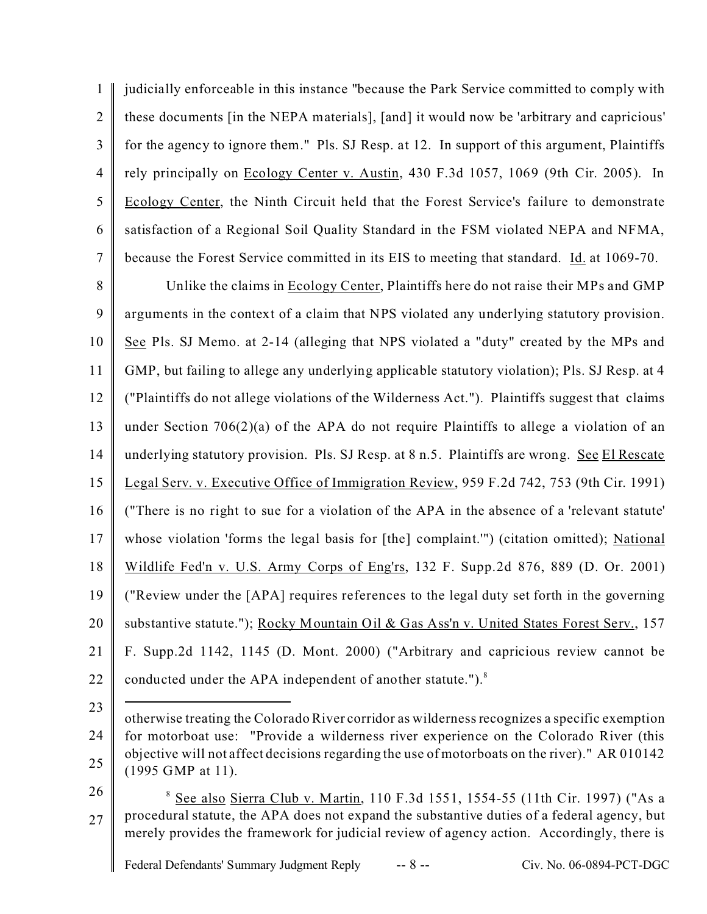judicially enforceable in this instance "because the Park Service committed to comply with these documents [in the NEPA materials], [and] it would now be 'arbitrary and capricious' for the agency to ignore them." Pls. SJ Resp. at 12. In support of this argument, Plaintiffs rely principally on Ecology Center v. Austin, 430 F.3d 1057, 1069 (9th Cir. 2005). In Ecology Center, the Ninth Circuit held that the Forest Service's failure to demonstrate satisfaction of a Regional Soil Quality Standard in the FSM violated NEPA and NFMA, because the Forest Service committed in its EIS to meeting that standard. Id. at 1069-70.

Unlike the claims in Ecology Center, Plaintiffs here do not raise their MPs and GMP arguments in the context of a claim that NPS violated any underlying statutory provision. See Pls. SJ Memo. at 2-14 (alleging that NPS violated a "duty" created by the MPs and GMP, but failing to allege any underlying applicable statutory violation); Pls. SJ Resp. at 4 ("Plaintiffs do not allege violations of the Wilderness Act."). Plaintiffs suggest that claims under Section 706(2)(a) of the APA do not require Plaintiffs to allege a violation of an underlying statutory provision. Pls. SJ Resp. at 8 n.5. Plaintiffs are wrong. See El Rescate Legal Serv. v. Executive Office of Immigration Review, 959 F.2d 742, 753 (9th Cir. 1991) ("There is no right to sue for a violation of the APA in the absence of a 'relevant statute' whose violation 'forms the legal basis for [the] complaint.'") (citation omitted); National Wildlife Fed'n v. U.S. Army Corps of Eng'rs, 132 F. Supp.2d 876, 889 (D. Or. 2001) ("Review under the [APA] requires references to the legal duty set forth in the governing substantive statute."); Rocky Mountain Oil & Gas Ass'n v. United States Forest Serv., 157 F. Supp.2d 1142, 1145 (D. Mont. 2000) ("Arbitrary and capricious review cannot be conducted under the APA independent of another statute.").[8]

---

otherwise treating the Colorado River corridor as wilderness recognizes a specific exemption for motorboat use: "Provide a wilderness river experience on the Colorado River (this objective will not affect decisions regarding the use of motorboats on the river)." AR 010142 (1995 GMP at 11).

[8] See also Sierra Club v. Martin, 110 F.3d 1551, 1554-55 (11th Cir. 1997) ("As a procedural statute, the APA does not expand the substantive duties of a federal agency, but merely provides the framework for judicial review of agency action. Accordingly, there is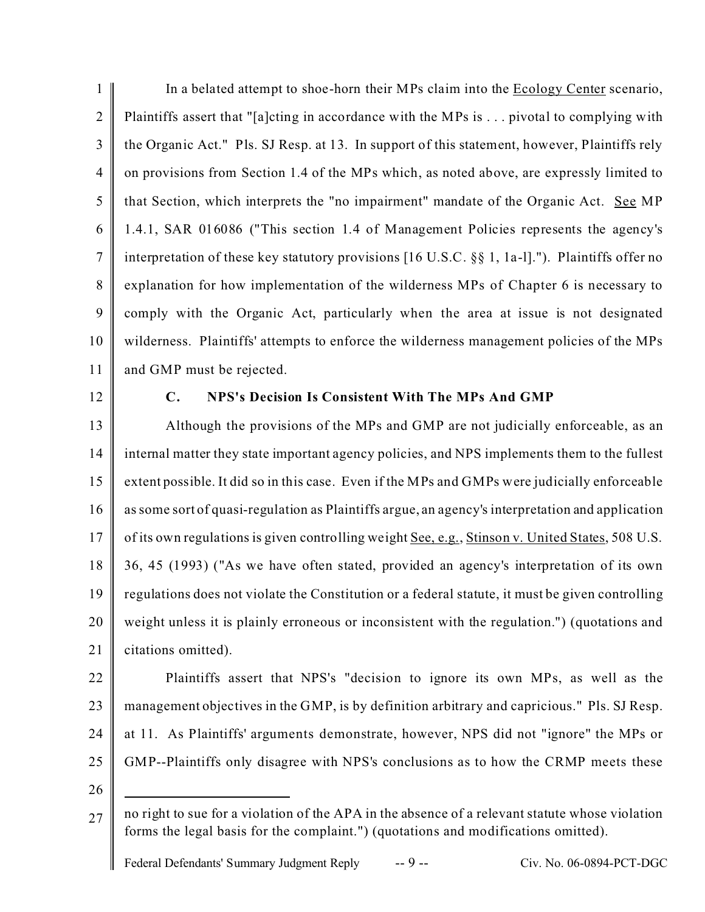In a belated attempt to shoe-horn their MPs claim into the Ecology Center scenario, Plaintiffs assert that "[a]cting in accordance with the MPs is . . . pivotal to complying with the Organic Act." Pls. SJ Resp. at 13. In support of this statement, however, Plaintiffs rely on provisions from Section 1.4 of the MPs which, as noted above, are expressly limited to that Section, which interprets the "no impairment" mandate of the Organic Act. See MP 1.4.1, SAR 016086 ("This section 1.4 of Management Policies represents the agency's interpretation of these key statutory provisions [16 U.S.C. §§ 1, 1a-l]."). Plaintiffs offer no explanation for how implementation of the wilderness MPs of Chapter 6 is necessary to comply with the Organic Act, particularly when the area at issue is not designated wilderness. Plaintiffs' attempts to enforce the wilderness management policies of the MPs and GMP must be rejected.

### C. NPS's Decision Is Consistent With The MPs And GMP

Although the provisions of the MPs and GMP are not judicially enforceable, as an internal matter they state important agency policies, and NPS implements them to the fullest extent possible. It did so in this case. Even if the MPs and GMPs were judicially enforceable as some sort of quasi-regulation as Plaintiffs argue, an agency's interpretation and application of its own regulations is given controlling weight See, e.g., Stinson v. United States, 508 U.S. 36, 45 (1993) ("As we have often stated, provided an agency's interpretation of its own regulations does not violate the Constitution or a federal statute, it must be given controlling weight unless it is plainly erroneous or inconsistent with the regulation.") (quotations and citations omitted).

Plaintiffs assert that NPS's "decision to ignore its own MPs, as well as the management objectives in the GMP, is by definition arbitrary and capricious." Pls. SJ Resp. at 11. As Plaintiffs' arguments demonstrate, however, NPS did not "ignore" the MPs or GMP--Plaintiffs only disagree with NPS's conclusions as to how the CRMP meets these

---

no right to sue for a violation of the APA in the absence of a relevant statute whose violation forms the legal basis for the complaint.") (quotations and modifications omitted).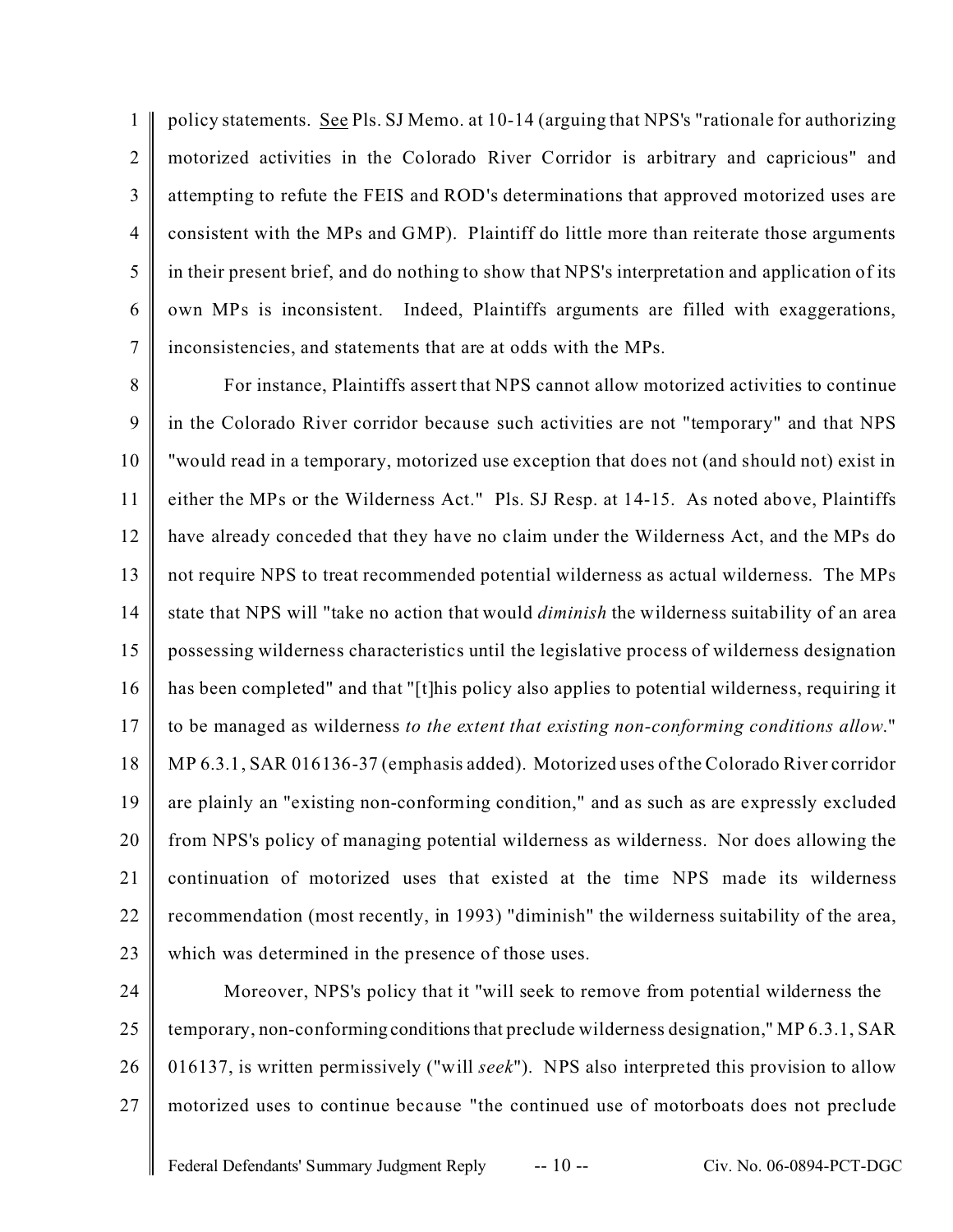policy statements. <u>See</u> Pls. SJ Memo. at 10-14 (arguing that NPS's "rationale for authorizing motorized activities in the Colorado River Corridor is arbitrary and capricious" and attempting to refute the FEIS and ROD's determinations that approved motorized uses are consistent with the MPs and GMP). Plaintiff do little more than reiterate those arguments in their present brief, and do nothing to show that NPS's interpretation and application of its own MPs is inconsistent. Indeed, Plaintiffs arguments are filled with exaggerations, inconsistencies, and statements that are at odds with the MPs.

For instance, Plaintiffs assert that NPS cannot allow motorized activities to continue in the Colorado River corridor because such activities are not "temporary" and that NPS "would read in a temporary, motorized use exception that does not (and should not) exist in either the MPs or the Wilderness Act." Pls. SJ Resp. at 14-15. As noted above, Plaintiffs have already conceded that they have no claim under the Wilderness Act, and the MPs do not require NPS to treat recommended potential wilderness as actual wilderness. The MPs state that NPS will "take no action that would *diminish* the wilderness suitability of an area possessing wilderness characteristics until the legislative process of wilderness designation has been completed" and that "[t]his policy also applies to potential wilderness, requiring it to be managed as wilderness *to the extent that existing non-conforming conditions allow*." MP 6.3.1, SAR 016136-37 (emphasis added). Motorized uses of the Colorado River corridor are plainly an "existing non-conforming condition," and as such as are expressly excluded from NPS's policy of managing potential wilderness as wilderness. Nor does allowing the continuation of motorized uses that existed at the time NPS made its wilderness recommendation (most recently, in 1993) "diminish" the wilderness suitability of the area, which was determined in the presence of those uses.

Moreover, NPS's policy that it "will seek to remove from potential wilderness the temporary, non-conforming conditions that preclude wilderness designation," MP 6.3.1, SAR 016137, is written permissively ("will *seek*"). NPS also interpreted this provision to allow motorized uses to continue because "the continued use of motorboats does not preclude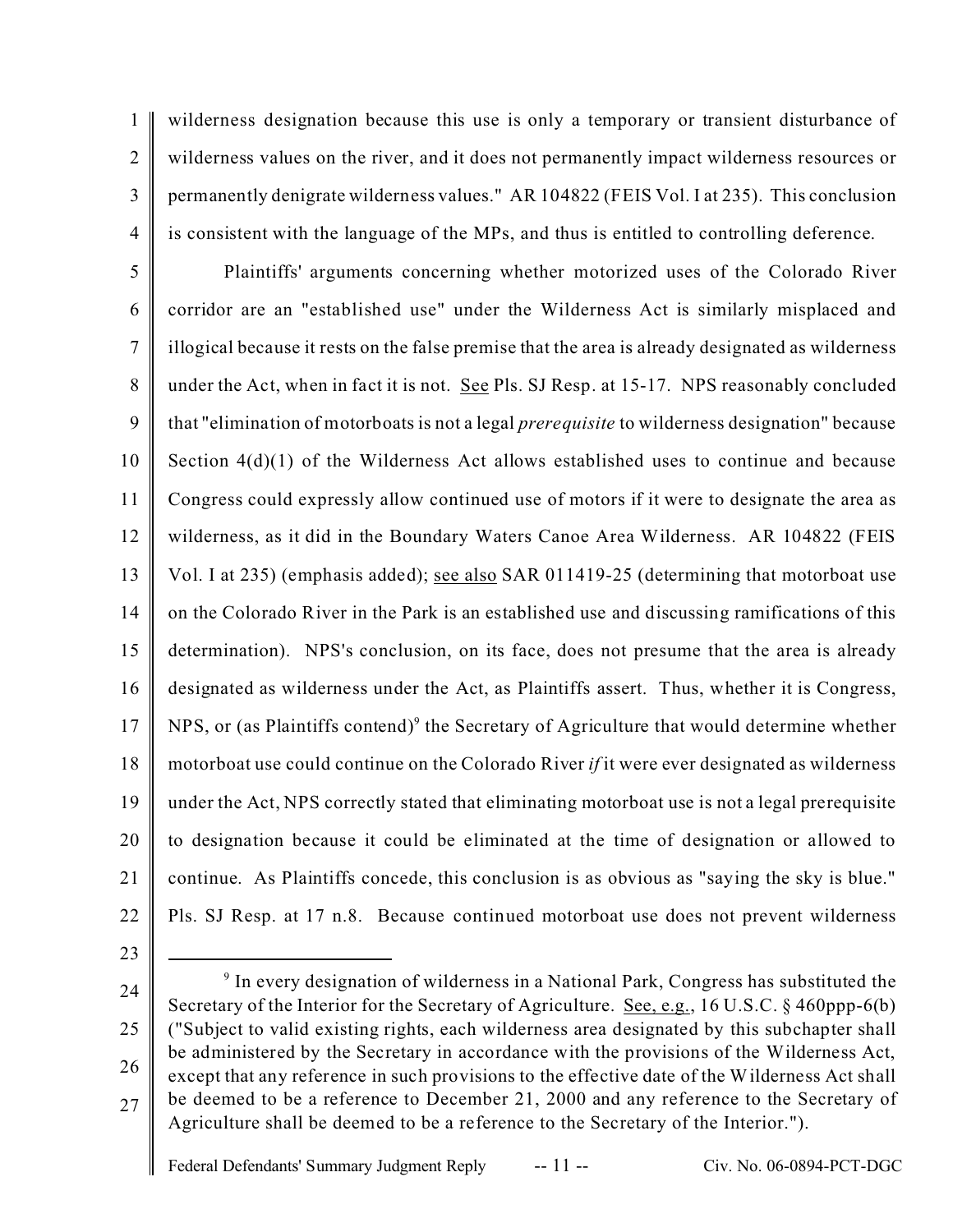wilderness designation because this use is only a temporary or transient disturbance of wilderness values on the river, and it does not permanently impact wilderness resources or permanently denigrate wilderness values." AR 104822 (FEIS Vol. I at 235). This conclusion is consistent with the language of the MPs, and thus is entitled to controlling deference.

Plaintiffs' arguments concerning whether motorized uses of the Colorado River corridor are an "established use" under the Wilderness Act is similarly misplaced and illogical because it rests on the false premise that the area is already designated as wilderness under the Act, when in fact it is not. See Pls. SJ Resp. at 15-17. NPS reasonably concluded that "elimination of motorboats is not a legal *prerequisite* to wilderness designation" because Section 4(d)(1) of the Wilderness Act allows established uses to continue and because Congress could expressly allow continued use of motors if it were to designate the area as wilderness, as it did in the Boundary Waters Canoe Area Wilderness. AR 104822 (FEIS Vol. I at 235) (emphasis added); see also SAR 011419-25 (determining that motorboat use on the Colorado River in the Park is an established use and discussing ramifications of this determination). NPS's conclusion, on its face, does not presume that the area is already designated as wilderness under the Act, as Plaintiffs assert. Thus, whether it is Congress, NPS, or (as Plaintiffs contend)[9] the Secretary of Agriculture that would determine whether motorboat use could continue on the Colorado River *if* it were ever designated as wilderness under the Act, NPS correctly stated that eliminating motorboat use is not a legal prerequisite to designation because it could be eliminated at the time of designation or allowed to continue. As Plaintiffs concede, this conclusion is as obvious as "saying the sky is blue." Pls. SJ Resp. at 17 n.8. Because continued motorboat use does not prevent wilderness

---

[9] In every designation of wilderness in a National Park, Congress has substituted the Secretary of the Interior for the Secretary of Agriculture. See, e.g., 16 U.S.C. § 460ppp-6(b) ("Subject to valid existing rights, each wilderness area designated by this subchapter shall be administered by the Secretary in accordance with the provisions of the Wilderness Act, except that any reference in such provisions to the effective date of the Wilderness Act shall be deemed to be a reference to December 21, 2000 and any reference to the Secretary of Agriculture shall be deemed to be a reference to the Secretary of the Interior.").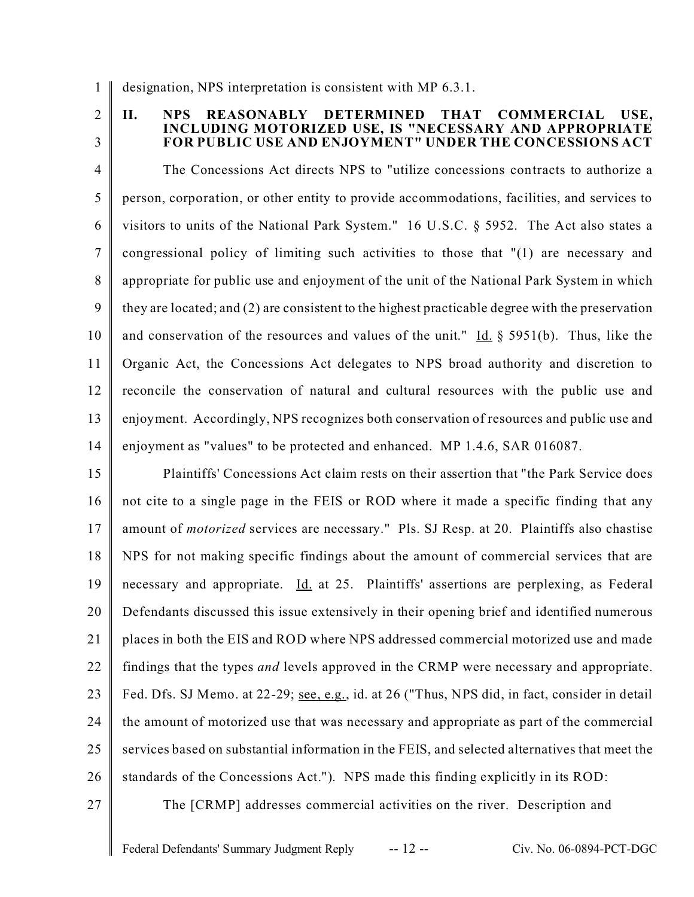designation, NPS interpretation is consistent with MP 6.3.1.

## II. NPS REASONABLY DETERMINED THAT COMMERCIAL USE, INCLUDING MOTORIZED USE, IS "NECESSARY AND APPROPRIATE FOR PUBLIC USE AND ENJOYMENT" UNDER THE CONCESSIONS ACT

The Concessions Act directs NPS to "utilize concessions contracts to authorize a person, corporation, or other entity to provide accommodations, facilities, and services to visitors to units of the National Park System." 16 U.S.C. § 5952. The Act also states a congressional policy of limiting such activities to those that "(1) are necessary and appropriate for public use and enjoyment of the unit of the National Park System in which they are located; and (2) are consistent to the highest practicable degree with the preservation and conservation of the resources and values of the unit." Id. § 5951(b). Thus, like the Organic Act, the Concessions Act delegates to NPS broad authority and discretion to reconcile the conservation of natural and cultural resources with the public use and enjoyment. Accordingly, NPS recognizes both conservation of resources and public use and enjoyment as "values" to be protected and enhanced. MP 1.4.6, SAR 016087.

Plaintiffs' Concessions Act claim rests on their assertion that "the Park Service does not cite to a single page in the FEIS or ROD where it made a specific finding that any amount of *motorized* services are necessary." Pls. SJ Resp. at 20. Plaintiffs also chastise NPS for not making specific findings about the amount of commercial services that are necessary and appropriate. Id. at 25. Plaintiffs' assertions are perplexing, as Federal Defendants discussed this issue extensively in their opening brief and identified numerous places in both the EIS and ROD where NPS addressed commercial motorized use and made findings that the types *and* levels approved in the CRMP were necessary and appropriate. Fed. Dfs. SJ Memo. at 22-29; see, e.g., id. at 26 ("Thus, NPS did, in fact, consider in detail the amount of motorized use that was necessary and appropriate as part of the commercial services based on substantial information in the FEIS, and selected alternatives that meet the standards of the Concessions Act."). NPS made this finding explicitly in its ROD:

> The [CRMP] addresses commercial activities on the river. Description and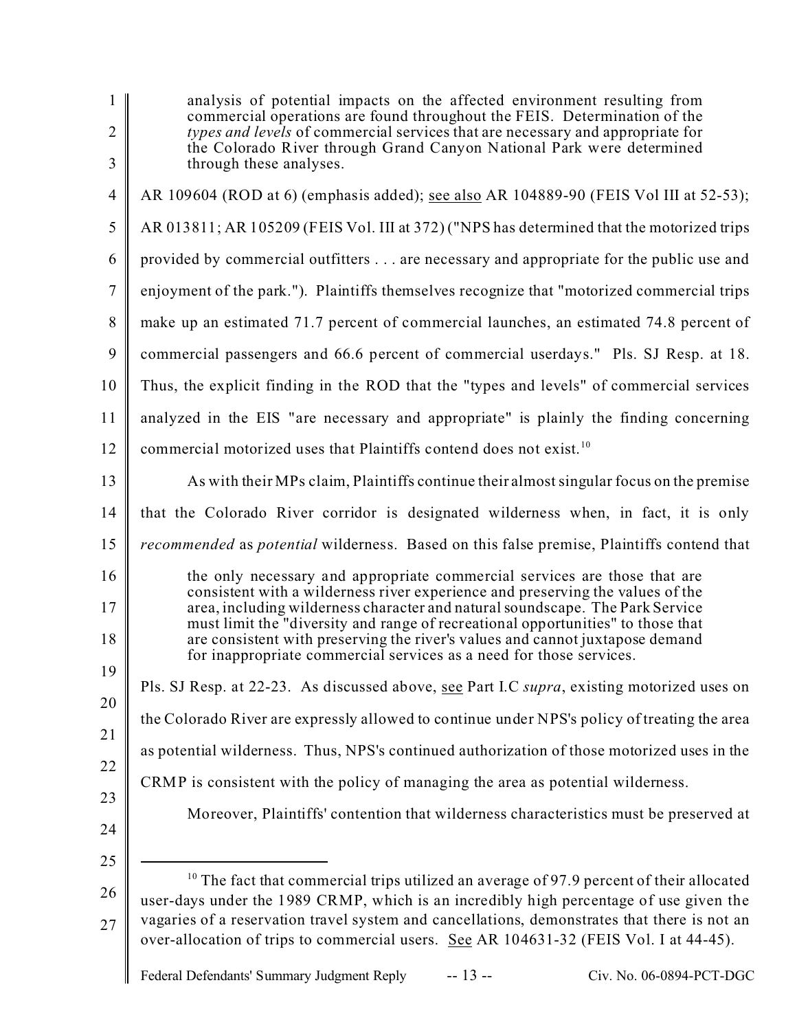> analysis of potential impacts on the affected environment resulting from commercial operations are found throughout the FEIS. Determination of the *types and levels* of commercial services that are necessary and appropriate for the Colorado River through Grand Canyon National Park were determined through these analyses.

AR 109604 (ROD at 6) (emphasis added); <u>see also</u> AR 104889-90 (FEIS Vol III at 52-53); AR 013811; AR 105209 (FEIS Vol. III at 372) ("NPS has determined that the motorized trips provided by commercial outfitters . . . are necessary and appropriate for the public use and enjoyment of the park."). Plaintiffs themselves recognize that "motorized commercial trips make up an estimated 71.7 percent of commercial launches, an estimated 74.8 percent of commercial passengers and 66.6 percent of commercial userdays." Pls. SJ Resp. at 18. Thus, the explicit finding in the ROD that the "types and levels" of commercial services analyzed in the EIS "are necessary and appropriate" is plainly the finding concerning commercial motorized uses that Plaintiffs contend does not exist.[10]

As with their MPs claim, Plaintiffs continue their almost singular focus on the premise that the Colorado River corridor is designated wilderness when, in fact, it is only *recommended* as *potential* wilderness. Based on this false premise, Plaintiffs contend that

> the only necessary and appropriate commercial services are those that are consistent with a wilderness river experience and preserving the values of the area, including wilderness character and natural soundscape. The Park Service must limit the "diversity and range of recreational opportunities" to those that are consistent with preserving the river's values and cannot juxtapose demand for inappropriate commercial services as a need for those services.

Pls. SJ Resp. at 22-23. As discussed above, <u>see</u> Part I.C *supra*, existing motorized uses on the Colorado River are expressly allowed to continue under NPS's policy of treating the area as potential wilderness. Thus, NPS's continued authorization of those motorized uses in the CRMP is consistent with the policy of managing the area as potential wilderness.

Moreover, Plaintiffs' contention that wilderness characteristics must be preserved at

---

[10] The fact that commercial trips utilized an average of 97.9 percent of their allocated user-days under the 1989 CRMP, which is an incredibly high percentage of use given the vagaries of a reservation travel system and cancellations, demonstrates that there is not an over-allocation of trips to commercial users. <u>See</u> AR 104631-32 (FEIS Vol. I at 44-45).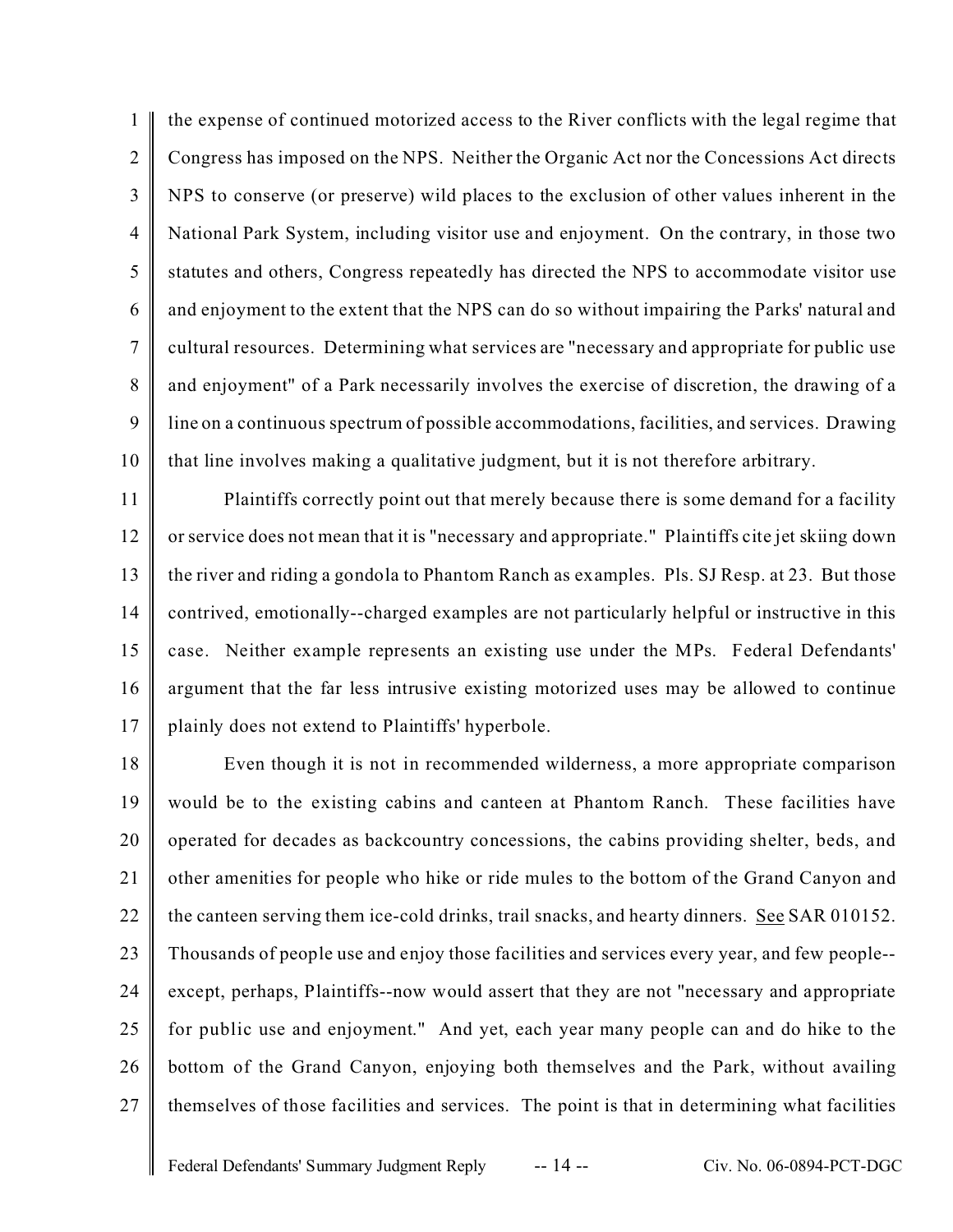the expense of continued motorized access to the River conflicts with the legal regime that Congress has imposed on the NPS. Neither the Organic Act nor the Concessions Act directs NPS to conserve (or preserve) wild places to the exclusion of other values inherent in the National Park System, including visitor use and enjoyment. On the contrary, in those two statutes and others, Congress repeatedly has directed the NPS to accommodate visitor use and enjoyment to the extent that the NPS can do so without impairing the Parks' natural and cultural resources. Determining what services are "necessary and appropriate for public use and enjoyment" of a Park necessarily involves the exercise of discretion, the drawing of a line on a continuous spectrum of possible accommodations, facilities, and services. Drawing that line involves making a qualitative judgment, but it is not therefore arbitrary.

Plaintiffs correctly point out that merely because there is some demand for a facility or service does not mean that it is "necessary and appropriate." Plaintiffs cite jet skiing down the river and riding a gondola to Phantom Ranch as examples. Pls. SJ Resp. at 23. But those contrived, emotionally--charged examples are not particularly helpful or instructive in this case. Neither example represents an existing use under the MPs. Federal Defendants' argument that the far less intrusive existing motorized uses may be allowed to continue plainly does not extend to Plaintiffs' hyperbole.

Even though it is not in recommended wilderness, a more appropriate comparison would be to the existing cabins and canteen at Phantom Ranch. These facilities have operated for decades as backcountry concessions, the cabins providing shelter, beds, and other amenities for people who hike or ride mules to the bottom of the Grand Canyon and the canteen serving them ice-cold drinks, trail snacks, and hearty dinners. See SAR 010152. Thousands of people use and enjoy those facilities and services every year, and few people--except, perhaps, Plaintiffs--now would assert that they are not "necessary and appropriate for public use and enjoyment." And yet, each year many people can and do hike to the bottom of the Grand Canyon, enjoying both themselves and the Park, without availing themselves of those facilities and services. The point is that in determining what facilities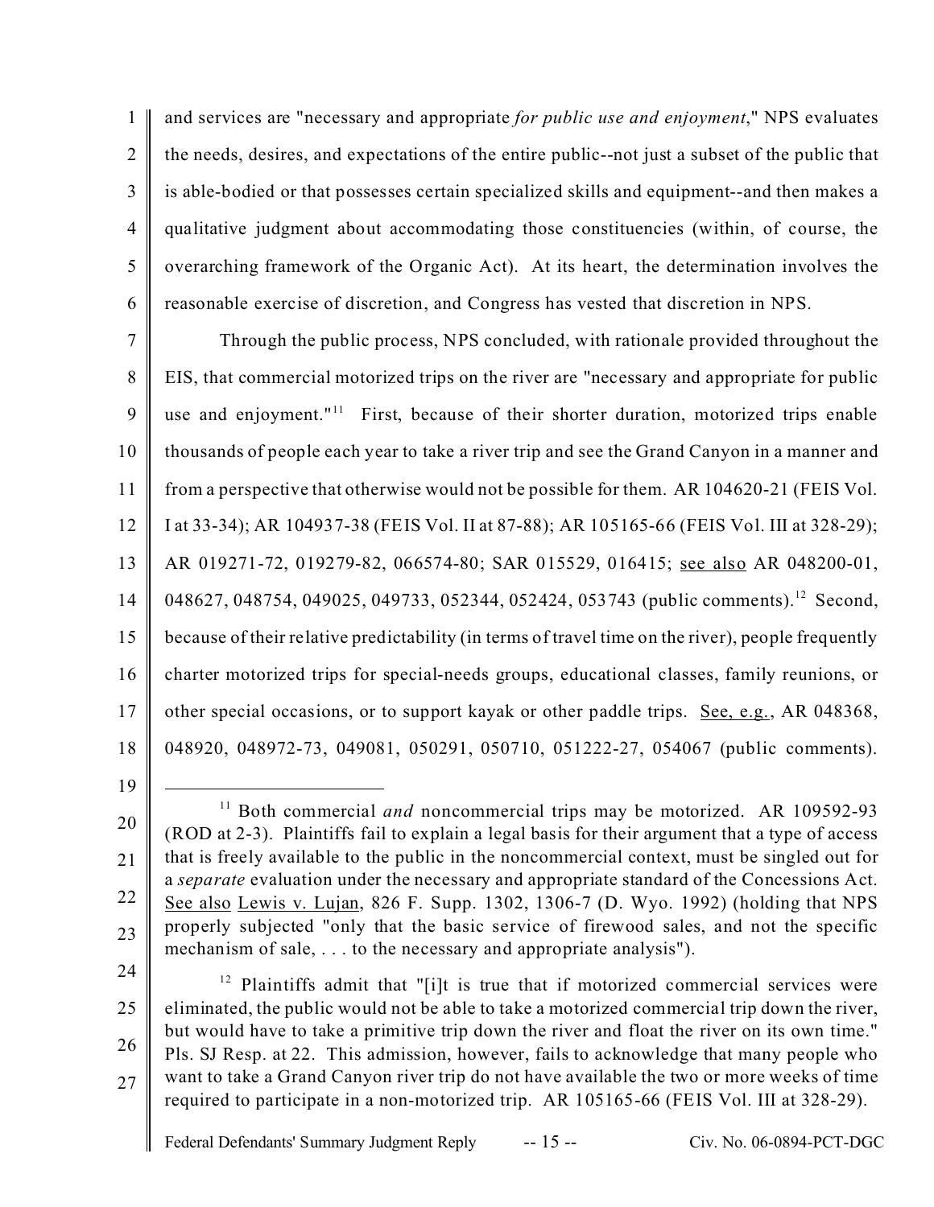and services are "necessary and appropriate *for public use and enjoyment*," NPS evaluates the needs, desires, and expectations of the entire public--not just a subset of the public that is able-bodied or that possesses certain specialized skills and equipment--and then makes a qualitative judgment about accommodating those constituencies (within, of course, the overarching framework of the Organic Act). At its heart, the determination involves the reasonable exercise of discretion, and Congress has vested that discretion in NPS.

Through the public process, NPS concluded, with rationale provided throughout the EIS, that commercial motorized trips on the river are "necessary and appropriate for public use and enjoyment."[11] First, because of their shorter duration, motorized trips enable thousands of people each year to take a river trip and see the Grand Canyon in a manner and from a perspective that otherwise would not be possible for them. AR 104620-21 (FEIS Vol. I at 33-34); AR 104937-38 (FEIS Vol. II at 87-88); AR 105165-66 (FEIS Vol. III at 328-29); AR 019271-72, 019279-82, 066574-80; SAR 015529, 016415; see also AR 048200-01, 048627, 048754, 049025, 049733, 052344, 052424, 053743 (public comments).[12] Second, because of their relative predictability (in terms of travel time on the river), people frequently charter motorized trips for special-needs groups, educational classes, family reunions, or other special occasions, or to support kayak or other paddle trips. See, e.g., AR 048368, 048920, 048972-73, 049081, 050291, 050710, 051222-27, 054067 (public comments).

---

[11] Both commercial *and* noncommercial trips may be motorized. AR 109592-93 (ROD at 2-3). Plaintiffs fail to explain a legal basis for their argument that a type of access that is freely available to the public in the noncommercial context, must be singled out for a *separate* evaluation under the necessary and appropriate standard of the Concessions Act. See also Lewis v. Lujan, 826 F. Supp. 1302, 1306-7 (D. Wyo. 1992) (holding that NPS properly subjected "only that the basic service of firewood sales, and not the specific mechanism of sale, . . . to the necessary and appropriate analysis").

[12] Plaintiffs admit that "[i]t is true that if motorized commercial services were eliminated, the public would not be able to take a motorized commercial trip down the river, but would have to take a primitive trip down the river and float the river on its own time." Pls. SJ Resp. at 22. This admission, however, fails to acknowledge that many people who want to take a Grand Canyon river trip do not have available the two or more weeks of time required to participate in a non-motorized trip. AR 105165-66 (FEIS Vol. III at 328-29).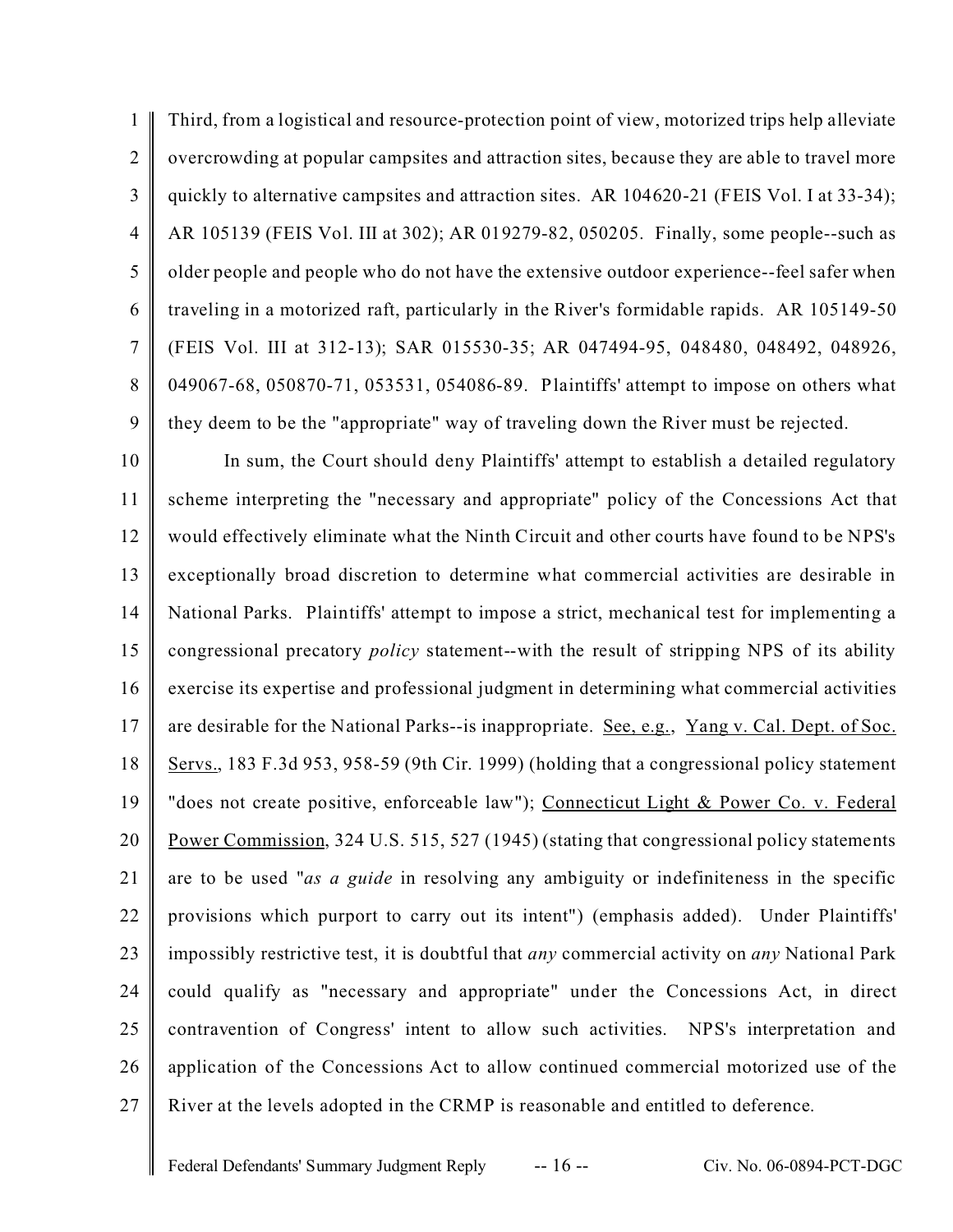Third, from a logistical and resource-protection point of view, motorized trips help alleviate overcrowding at popular campsites and attraction sites, because they are able to travel more quickly to alternative campsites and attraction sites. AR 104620-21 (FEIS Vol. I at 33-34); AR 105139 (FEIS Vol. III at 302); AR 019279-82, 050205. Finally, some people--such as older people and people who do not have the extensive outdoor experience--feel safer when traveling in a motorized raft, particularly in the River's formidable rapids. AR 105149-50 (FEIS Vol. III at 312-13); SAR 015530-35; AR 047494-95, 048480, 048492, 048926, 049067-68, 050870-71, 053531, 054086-89. Plaintiffs' attempt to impose on others what they deem to be the "appropriate" way of traveling down the River must be rejected.

In sum, the Court should deny Plaintiffs' attempt to establish a detailed regulatory scheme interpreting the "necessary and appropriate" policy of the Concessions Act that would effectively eliminate what the Ninth Circuit and other courts have found to be NPS's exceptionally broad discretion to determine what commercial activities are desirable in National Parks. Plaintiffs' attempt to impose a strict, mechanical test for implementing a congressional precatory *policy* statement--with the result of stripping NPS of its ability exercise its expertise and professional judgment in determining what commercial activities are desirable for the National Parks--is inappropriate. See, e.g., Yang v. Cal. Dept. of Soc. Servs., 183 F.3d 953, 958-59 (9th Cir. 1999) (holding that a congressional policy statement "does not create positive, enforceable law"); Connecticut Light & Power Co. v. Federal Power Commission, 324 U.S. 515, 527 (1945) (stating that congressional policy statements are to be used "*as a guide* in resolving any ambiguity or indefiniteness in the specific provisions which purport to carry out its intent") (emphasis added). Under Plaintiffs' impossibly restrictive test, it is doubtful that *any* commercial activity on *any* National Park could qualify as "necessary and appropriate" under the Concessions Act, in direct contravention of Congress' intent to allow such activities. NPS's interpretation and application of the Concessions Act to allow continued commercial motorized use of the River at the levels adopted in the CRMP is reasonable and entitled to deference.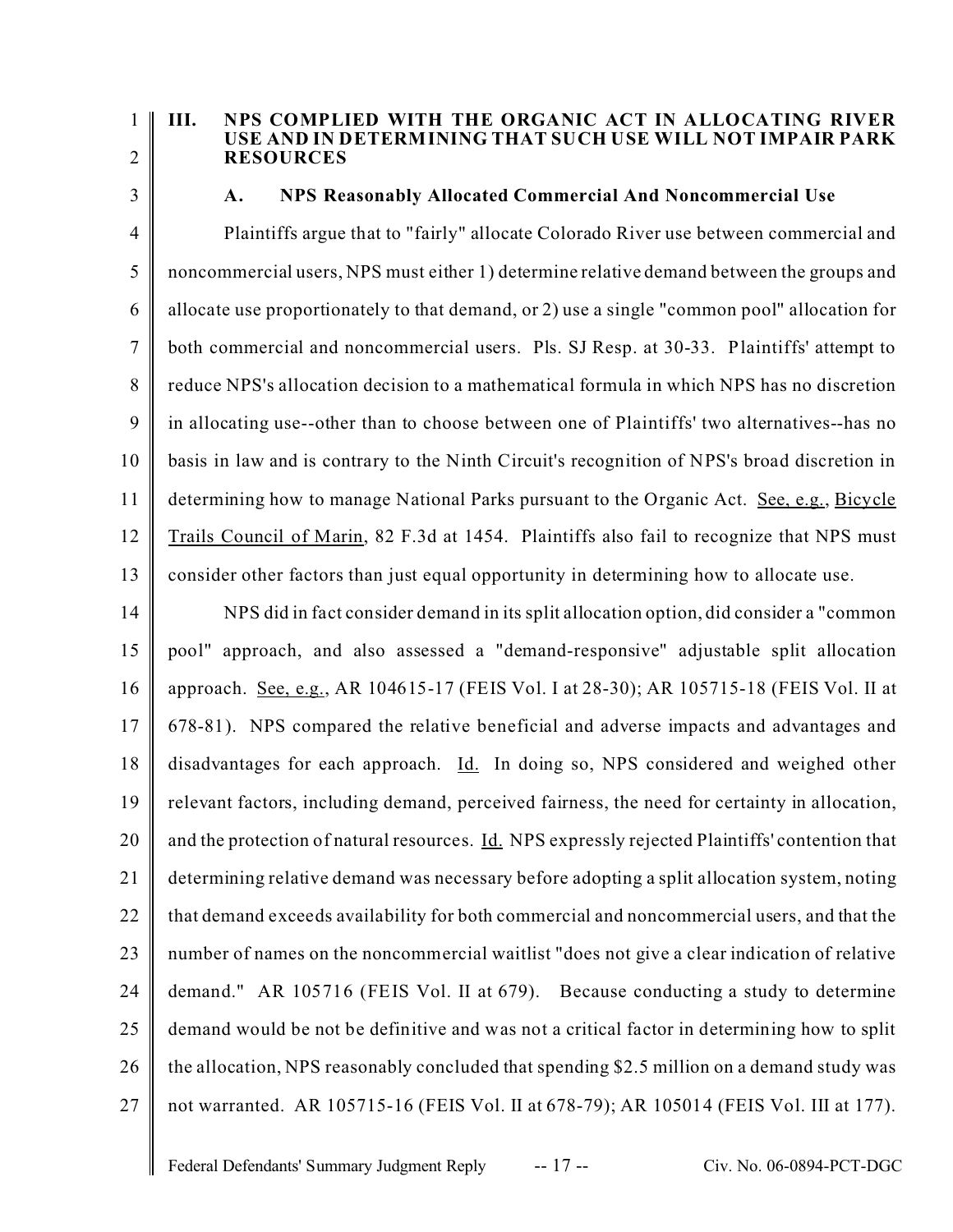## III. NPS COMPLIED WITH THE ORGANIC ACT IN ALLOCATING RIVER USE AND IN DETERMINING THAT SUCH USE WILL NOT IMPAIR PARK RESOURCES

### A. NPS Reasonably Allocated Commercial And Noncommercial Use

Plaintiffs argue that to "fairly" allocate Colorado River use between commercial and noncommercial users, NPS must either 1) determine relative demand between the groups and allocate use proportionately to that demand, or 2) use a single "common pool" allocation for both commercial and noncommercial users. Pls. SJ Resp. at 30-33. Plaintiffs' attempt to reduce NPS's allocation decision to a mathematical formula in which NPS has no discretion in allocating use--other than to choose between one of Plaintiffs' two alternatives--has no basis in law and is contrary to the Ninth Circuit's recognition of NPS's broad discretion in determining how to manage National Parks pursuant to the Organic Act. See, e.g., Bicycle Trails Council of Marin, 82 F.3d at 1454. Plaintiffs also fail to recognize that NPS must consider other factors than just equal opportunity in determining how to allocate use.

NPS did in fact consider demand in its split allocation option, did consider a "common pool" approach, and also assessed a "demand-responsive" adjustable split allocation approach. See, e.g., AR 104615-17 (FEIS Vol. I at 28-30); AR 105715-18 (FEIS Vol. II at 678-81). NPS compared the relative beneficial and adverse impacts and advantages and disadvantages for each approach. Id. In doing so, NPS considered and weighed other relevant factors, including demand, perceived fairness, the need for certainty in allocation, and the protection of natural resources. Id. NPS expressly rejected Plaintiffs' contention that determining relative demand was necessary before adopting a split allocation system, noting that demand exceeds availability for both commercial and noncommercial users, and that the number of names on the noncommercial waitlist "does not give a clear indication of relative demand." AR 105716 (FEIS Vol. II at 679). Because conducting a study to determine demand would be not be definitive and was not a critical factor in determining how to split the allocation, NPS reasonably concluded that spending $2.5 million on a demand study was not warranted. AR 105715-16 (FEIS Vol. II at 678-79); AR 105014 (FEIS Vol. III at 177).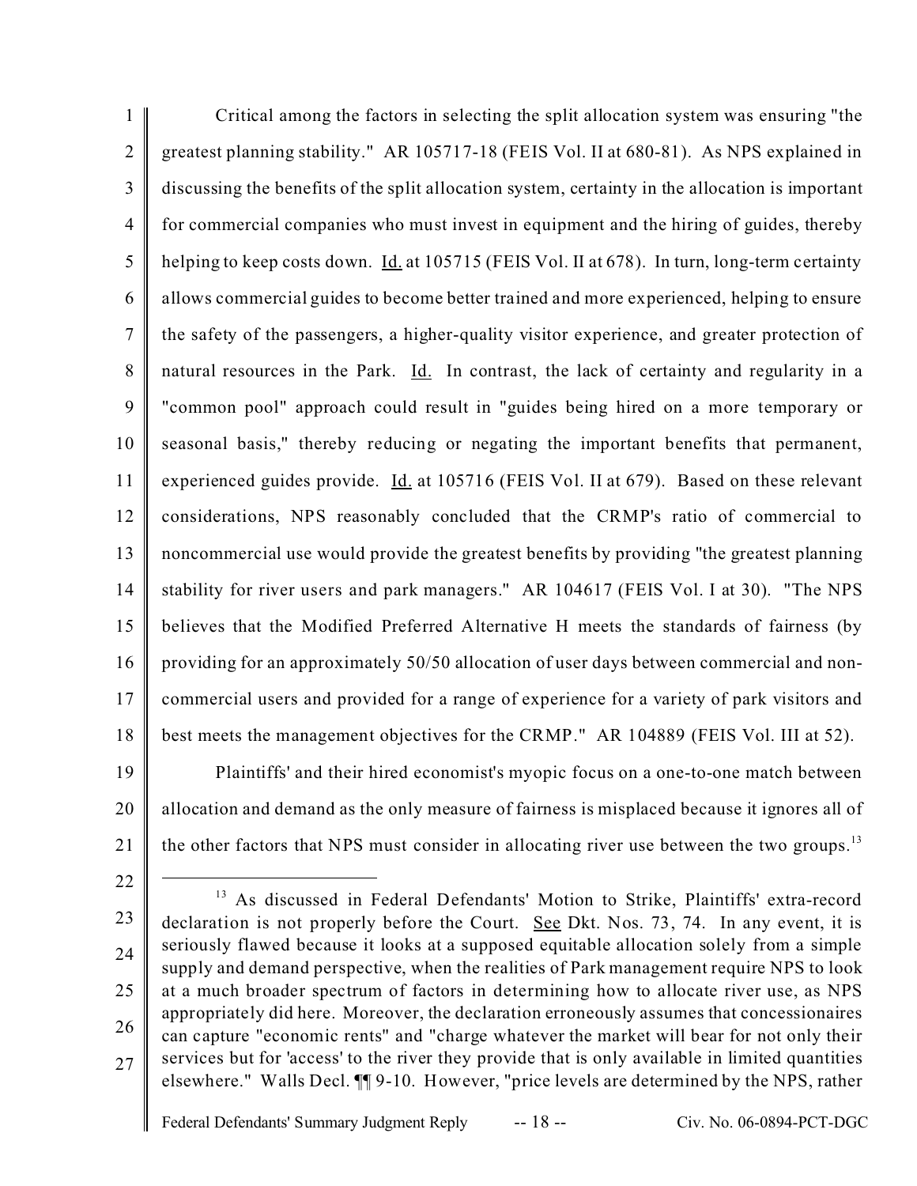Critical among the factors in selecting the split allocation system was ensuring "the greatest planning stability." AR 105717-18 (FEIS Vol. II at 680-81). As NPS explained in discussing the benefits of the split allocation system, certainty in the allocation is important for commercial companies who must invest in equipment and the hiring of guides, thereby helping to keep costs down. Id. at 105715 (FEIS Vol. II at 678). In turn, long-term certainty allows commercial guides to become better trained and more experienced, helping to ensure the safety of the passengers, a higher-quality visitor experience, and greater protection of natural resources in the Park. Id. In contrast, the lack of certainty and regularity in a "common pool" approach could result in "guides being hired on a more temporary or seasonal basis," thereby reducing or negating the important benefits that permanent, experienced guides provide. Id. at 105716 (FEIS Vol. II at 679). Based on these relevant considerations, NPS reasonably concluded that the CRMP's ratio of commercial to noncommercial use would provide the greatest benefits by providing "the greatest planning stability for river users and park managers." AR 104617 (FEIS Vol. I at 30). "The NPS believes that the Modified Preferred Alternative H meets the standards of fairness (by providing for an approximately 50/50 allocation of user days between commercial and non-commercial users and provided for a range of experience for a variety of park visitors and best meets the management objectives for the CRMP." AR 104889 (FEIS Vol. III at 52).

Plaintiffs' and their hired economist's myopic focus on a one-to-one match between allocation and demand as the only measure of fairness is misplaced because it ignores all of the other factors that NPS must consider in allocating river use between the two groups.[13]

---

[13] As discussed in Federal Defendants' Motion to Strike, Plaintiffs' extra-record declaration is not properly before the Court. See Dkt. Nos. 73, 74. In any event, it is seriously flawed because it looks at a supposed equitable allocation solely from a simple supply and demand perspective, when the realities of Park management require NPS to look at a much broader spectrum of factors in determining how to allocate river use, as NPS appropriately did here. Moreover, the declaration erroneously assumes that concessionaires can capture "economic rents" and "charge whatever the market will bear for not only their services but for 'access' to the river they provide that is only available in limited quantities elsewhere." Walls Decl. ¶¶ 9-10. However, "price levels are determined by the NPS, rather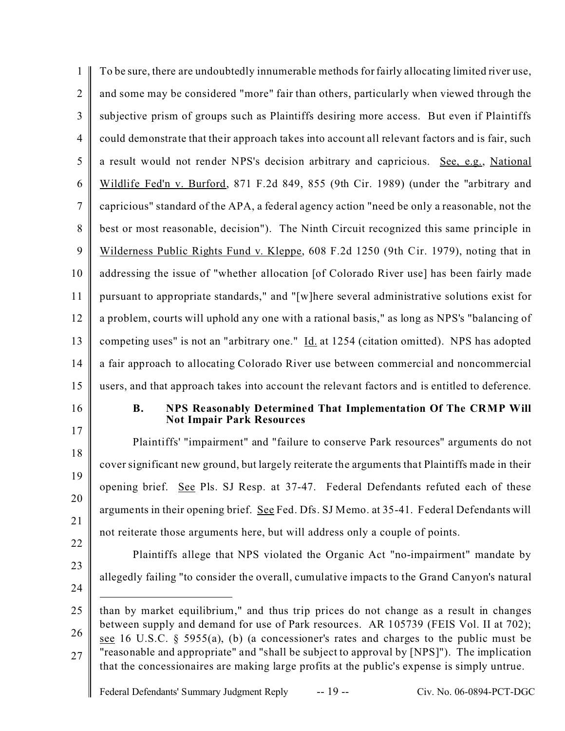To be sure, there are undoubtedly innumerable methods for fairly allocating limited river use, and some may be considered "more" fair than others, particularly when viewed through the subjective prism of groups such as Plaintiffs desiring more access. But even if Plaintiffs could demonstrate that their approach takes into account all relevant factors and is fair, such a result would not render NPS's decision arbitrary and capricious. See, e.g., National Wildlife Fed'n v. Burford, 871 F.2d 849, 855 (9th Cir. 1989) (under the "arbitrary and capricious" standard of the APA, a federal agency action "need be only a reasonable, not the best or most reasonable, decision"). The Ninth Circuit recognized this same principle in Wilderness Public Rights Fund v. Kleppe, 608 F.2d 1250 (9th Cir. 1979), noting that in addressing the issue of "whether allocation [of Colorado River use] has been fairly made pursuant to appropriate standards," and "[w]here several administrative solutions exist for a problem, courts will uphold any one with a rational basis," as long as NPS's "balancing of competing uses" is not an "arbitrary one." Id. at 1254 (citation omitted). NPS has adopted a fair approach to allocating Colorado River use between commercial and noncommercial users, and that approach takes into account the relevant factors and is entitled to deference.

### B. NPS Reasonably Determined That Implementation Of The CRMP Will Not Impair Park Resources

Plaintiffs' "impairment" and "failure to conserve Park resources" arguments do not cover significant new ground, but largely reiterate the arguments that Plaintiffs made in their opening brief. See Pls. SJ Resp. at 37-47. Federal Defendants refuted each of these arguments in their opening brief. See Fed. Dfs. SJ Memo. at 35-41. Federal Defendants will not reiterate those arguments here, but will address only a couple of points.

Plaintiffs allege that NPS violated the Organic Act "no-impairment" mandate by allegedly failing "to consider the overall, cumulative impacts to the Grand Canyon's natural

---

than by market equilibrium," and thus trip prices do not change as a result in changes between supply and demand for use of Park resources. AR 105739 (FEIS Vol. II at 702); see 16 U.S.C. § 5955(a), (b) (a concessioner's rates and charges to the public must be "reasonable and appropriate" and "shall be subject to approval by [NPS]"). The implication that the concessionaires are making large profits at the public's expense is simply untrue.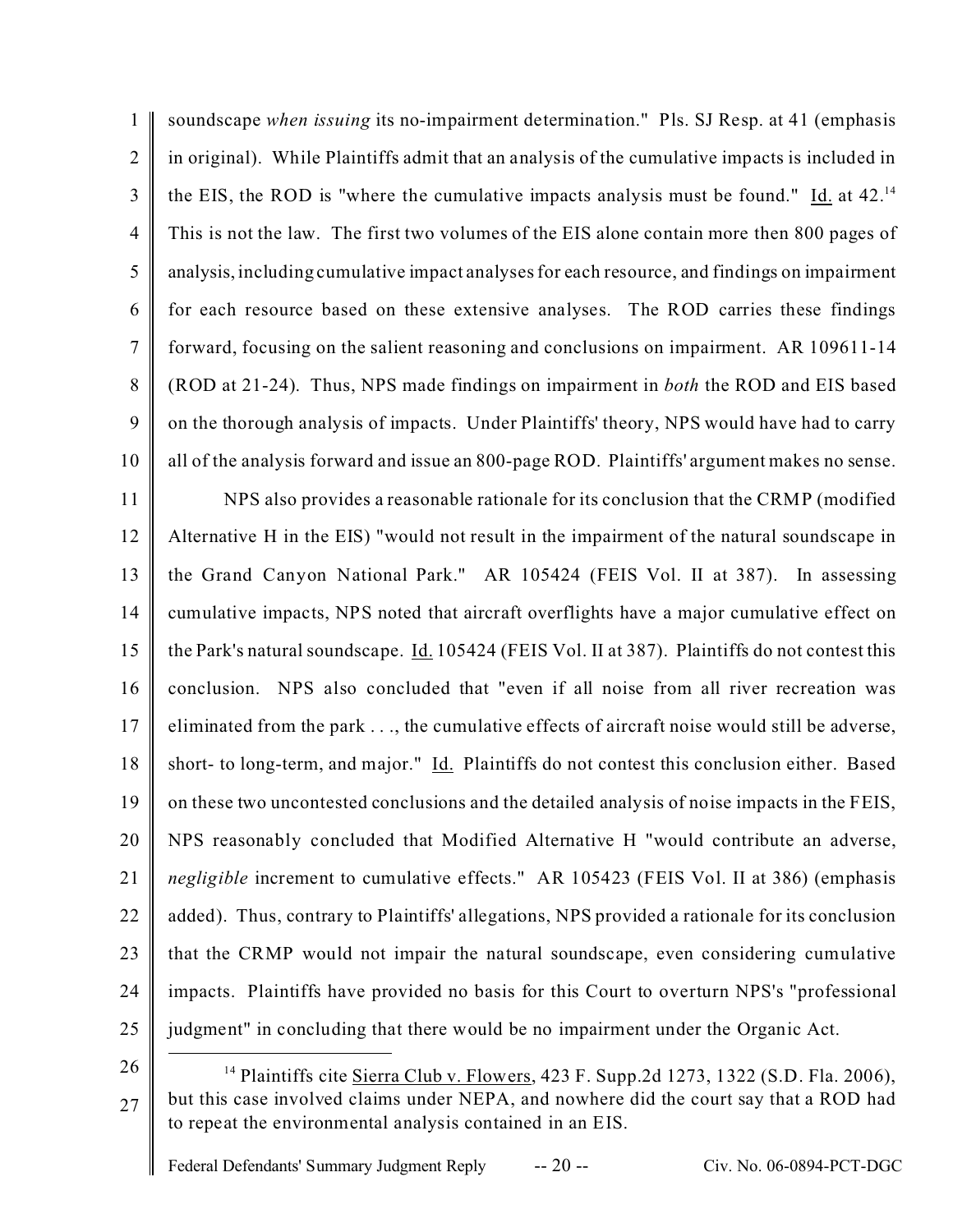soundscape *when issuing* its no-impairment determination." Pls. SJ Resp. at 41 (emphasis in original). While Plaintiffs admit that an analysis of the cumulative impacts is included in the EIS, the ROD is "where the cumulative impacts analysis must be found." Id. at 42.[14] This is not the law. The first two volumes of the EIS alone contain more then 800 pages of analysis, including cumulative impact analyses for each resource, and findings on impairment for each resource based on these extensive analyses. The ROD carries these findings forward, focusing on the salient reasoning and conclusions on impairment. AR 109611-14 (ROD at 21-24). Thus, NPS made findings on impairment in *both* the ROD and EIS based on the thorough analysis of impacts. Under Plaintiffs' theory, NPS would have had to carry all of the analysis forward and issue an 800-page ROD. Plaintiffs' argument makes no sense.

NPS also provides a reasonable rationale for its conclusion that the CRMP (modified Alternative H in the EIS) "would not result in the impairment of the natural soundscape in the Grand Canyon National Park." AR 105424 (FEIS Vol. II at 387). In assessing cumulative impacts, NPS noted that aircraft overflights have a major cumulative effect on the Park's natural soundscape. Id. 105424 (FEIS Vol. II at 387). Plaintiffs do not contest this conclusion. NPS also concluded that "even if all noise from all river recreation was eliminated from the park . . ., the cumulative effects of aircraft noise would still be adverse, short- to long-term, and major." Id. Plaintiffs do not contest this conclusion either. Based on these two uncontested conclusions and the detailed analysis of noise impacts in the FEIS, NPS reasonably concluded that Modified Alternative H "would contribute an adverse, *negligible* increment to cumulative effects." AR 105423 (FEIS Vol. II at 386) (emphasis added). Thus, contrary to Plaintiffs' allegations, NPS provided a rationale for its conclusion that the CRMP would not impair the natural soundscape, even considering cumulative impacts. Plaintiffs have provided no basis for this Court to overturn NPS's "professional judgment" in concluding that there would be no impairment under the Organic Act.

[14] Plaintiffs cite Sierra Club v. Flowers, 423 F. Supp.2d 1273, 1322 (S.D. Fla. 2006), but this case involved claims under NEPA, and nowhere did the court say that a ROD had to repeat the environmental analysis contained in an EIS.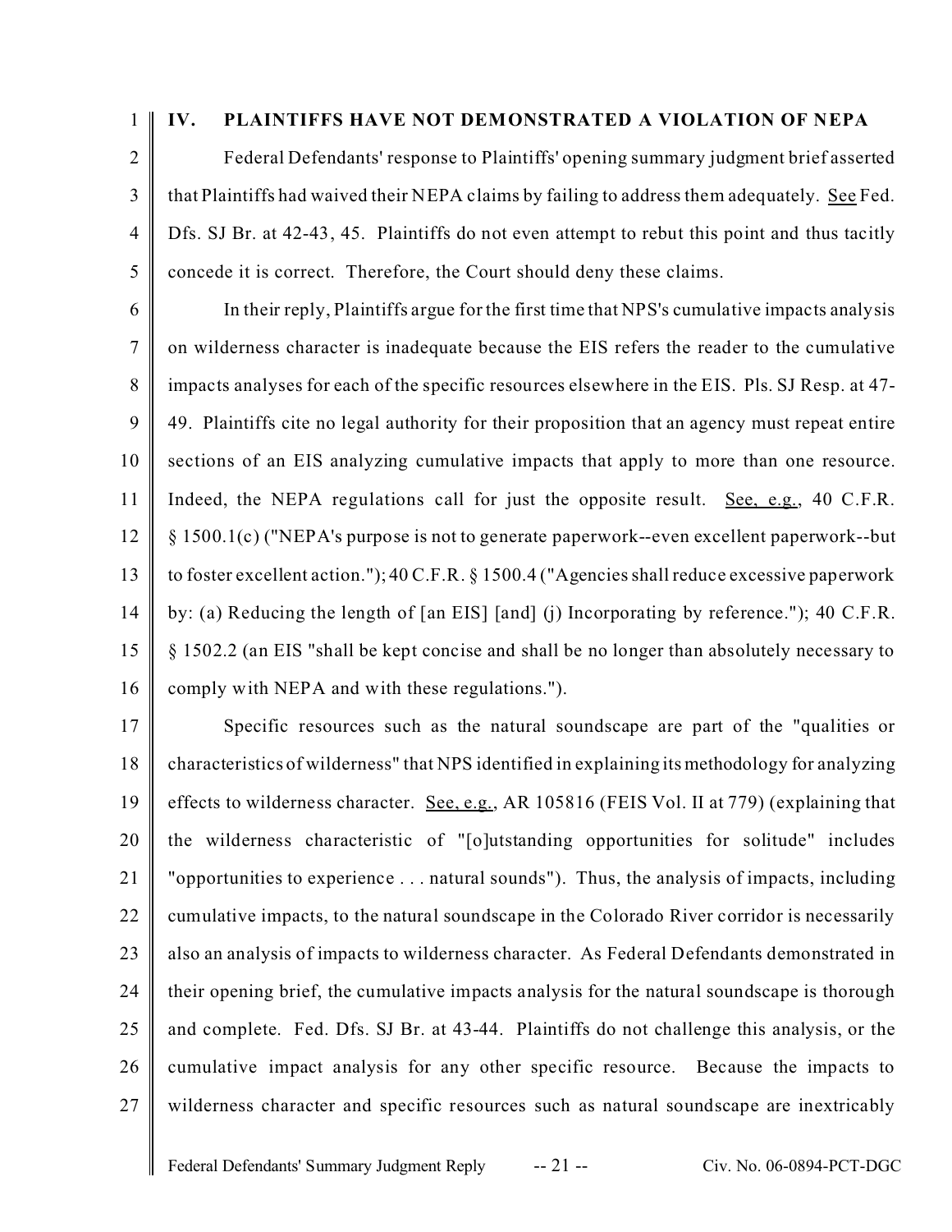## IV. PLAINTIFFS HAVE NOT DEMONSTRATED A VIOLATION OF NEPA

Federal Defendants' response to Plaintiffs' opening summary judgment brief asserted that Plaintiffs had waived their NEPA claims by failing to address them adequately. See Fed. Dfs. SJ Br. at 42-43, 45. Plaintiffs do not even attempt to rebut this point and thus tacitly concede it is correct. Therefore, the Court should deny these claims.

In their reply, Plaintiffs argue for the first time that NPS's cumulative impacts analysis on wilderness character is inadequate because the EIS refers the reader to the cumulative impacts analyses for each of the specific resources elsewhere in the EIS. Pls. SJ Resp. at 47-49. Plaintiffs cite no legal authority for their proposition that an agency must repeat entire sections of an EIS analyzing cumulative impacts that apply to more than one resource. Indeed, the NEPA regulations call for just the opposite result. See, e.g., 40 C.F.R. § 1500.1(c) ("NEPA's purpose is not to generate paperwork--even excellent paperwork--but to foster excellent action."); 40 C.F.R. § 1500.4 ("Agencies shall reduce excessive paperwork by: (a) Reducing the length of [an EIS] [and] (j) Incorporating by reference."); 40 C.F.R. § 1502.2 (an EIS "shall be kept concise and shall be no longer than absolutely necessary to comply with NEPA and with these regulations.").

Specific resources such as the natural soundscape are part of the "qualities or characteristics of wilderness" that NPS identified in explaining its methodology for analyzing effects to wilderness character. See, e.g., AR 105816 (FEIS Vol. II at 779) (explaining that the wilderness characteristic of "[o]utstanding opportunities for solitude" includes "opportunities to experience . . . natural sounds"). Thus, the analysis of impacts, including cumulative impacts, to the natural soundscape in the Colorado River corridor is necessarily also an analysis of impacts to wilderness character. As Federal Defendants demonstrated in their opening brief, the cumulative impacts analysis for the natural soundscape is thorough and complete. Fed. Dfs. SJ Br. at 43-44. Plaintiffs do not challenge this analysis, or the cumulative impact analysis for any other specific resource. Because the impacts to wilderness character and specific resources such as natural soundscape are inextricably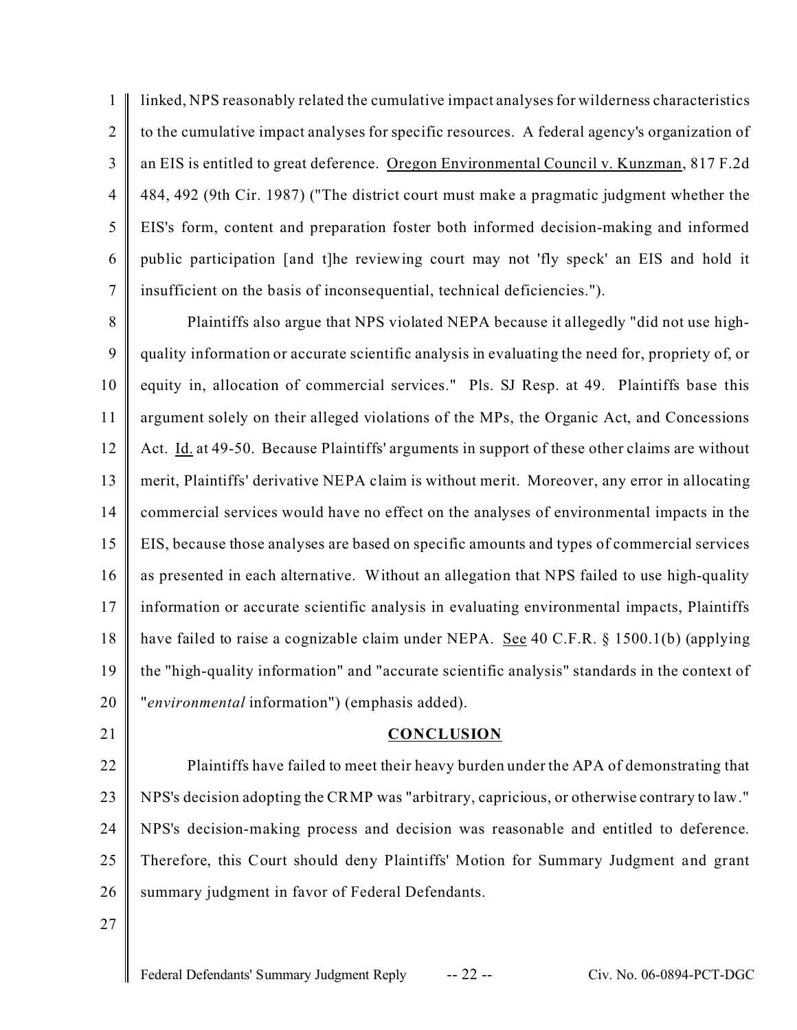linked, NPS reasonably related the cumulative impact analyses for wilderness characteristics to the cumulative impact analyses for specific resources. A federal agency's organization of an EIS is entitled to great deference. Oregon Environmental Council v. Kunzman, 817 F.2d 484, 492 (9th Cir. 1987) ("The district court must make a pragmatic judgment whether the EIS's form, content and preparation foster both informed decision-making and informed public participation [and t]he reviewing court may not 'fly speck' an EIS and hold it insufficient on the basis of inconsequential, technical deficiencies.").

Plaintiffs also argue that NPS violated NEPA because it allegedly "did not use high-quality information or accurate scientific analysis in evaluating the need for, propriety of, or equity in, allocation of commercial services." Pls. SJ Resp. at 49. Plaintiffs base this argument solely on their alleged violations of the MPs, the Organic Act, and Concessions Act. Id. at 49-50. Because Plaintiffs' arguments in support of these other claims are without merit, Plaintiffs' derivative NEPA claim is without merit. Moreover, any error in allocating commercial services would have no effect on the analyses of environmental impacts in the EIS, because those analyses are based on specific amounts and types of commercial services as presented in each alternative. Without an allegation that NPS failed to use high-quality information or accurate scientific analysis in evaluating environmental impacts, Plaintiffs have failed to raise a cognizable claim under NEPA. See 40 C.F.R. § 1500.1(b) (applying the "high-quality information" and "accurate scientific analysis" standards in the context of "*environmental* information") (emphasis added).

## CONCLUSION

Plaintiffs have failed to meet their heavy burden under the APA of demonstrating that NPS's decision adopting the CRMP was "arbitrary, capricious, or otherwise contrary to law." NPS's decision-making process and decision was reasonable and entitled to deference. Therefore, this Court should deny Plaintiffs' Motion for Summary Judgment and grant summary judgment in favor of Federal Defendants.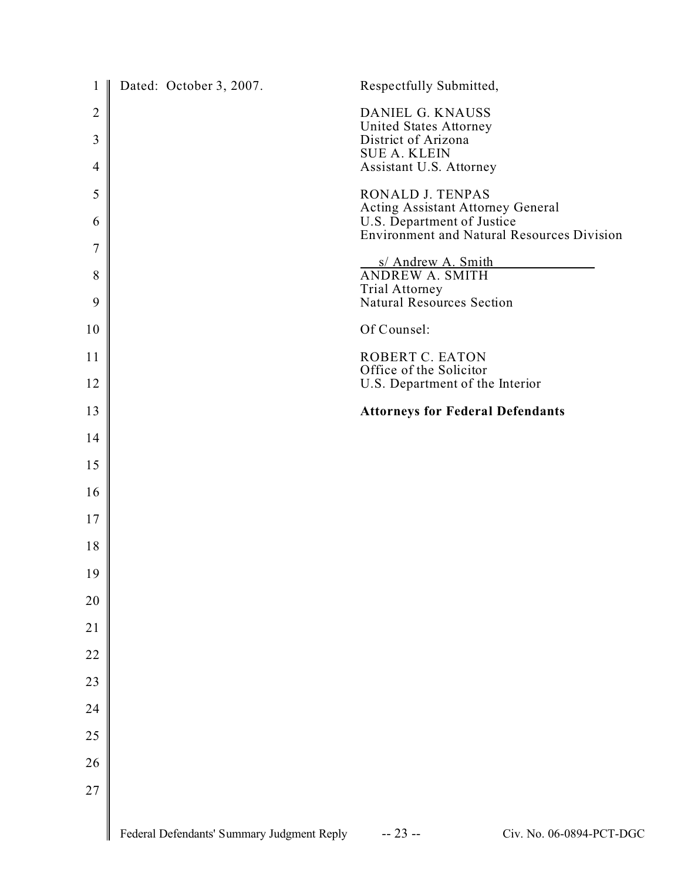Dated: October 3, 2007.

Respectfully Submitted,

DANIEL G. KNAUSS
United States Attorney
District of Arizona
SUE A. KLEIN
Assistant U.S. Attorney

RONALD J. TENPAS
Acting Assistant Attorney General
U.S. Department of Justice
Environment and Natural Resources Division

s/ Andrew A. Smith
ANDREW A. SMITH
Trial Attorney
Natural Resources Section

Of Counsel:

ROBERT C. EATON
Office of the Solicitor
U.S. Department of the Interior

**Attorneys for Federal Defendants**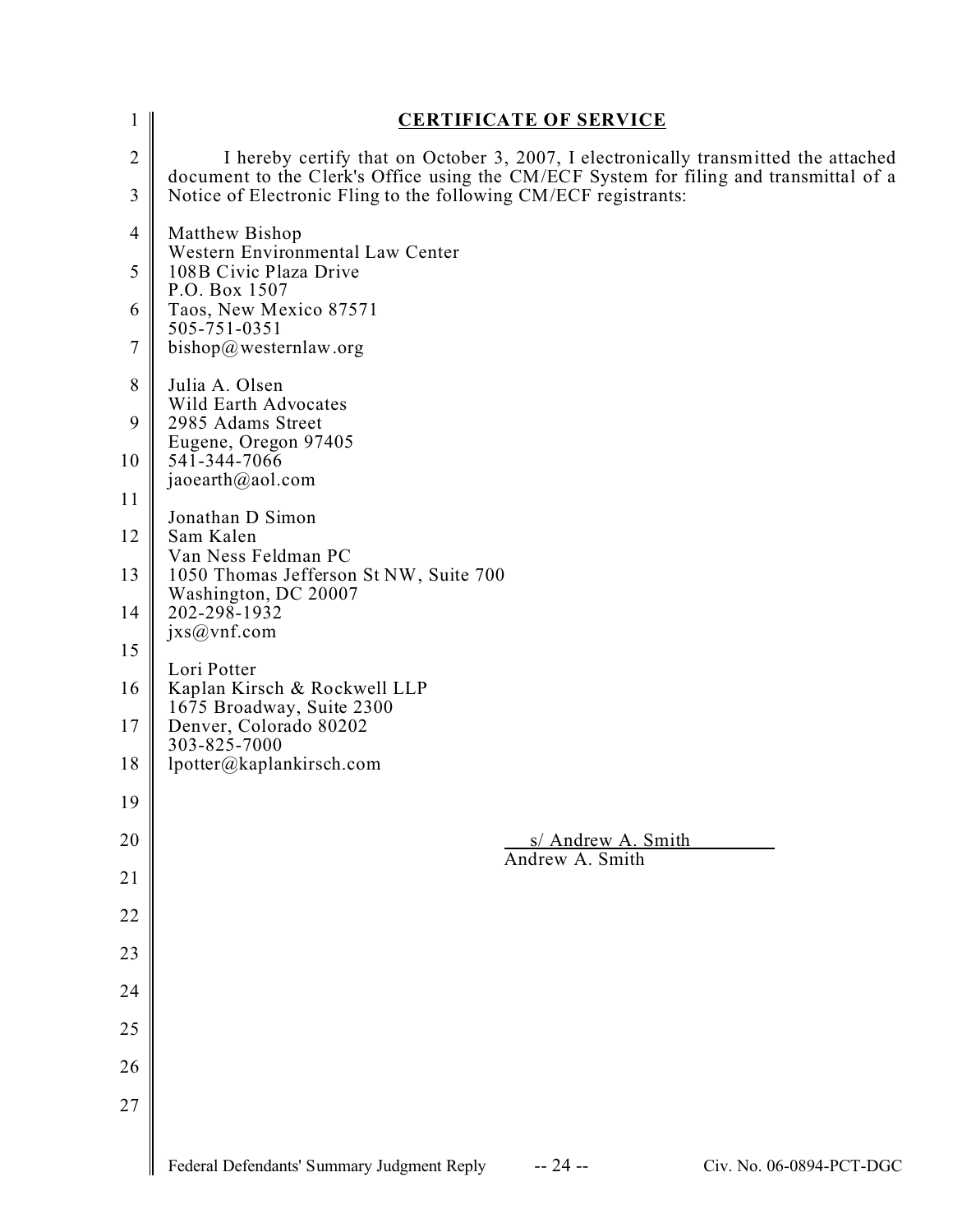## CERTIFICATE OF SERVICE

I hereby certify that on October 3, 2007, I electronically transmitted the attached document to the Clerk's Office using the CM/ECF System for filing and transmittal of a Notice of Electronic Fling to the following CM/ECF registrants:

Matthew Bishop
Western Environmental Law Center
108B Civic Plaza Drive
P.O. Box 1507
Taos, New Mexico 87571
505-751-0351
bishop@westernlaw.org

Julia A. Olsen
Wild Earth Advocates
2985 Adams Street
Eugene, Oregon 97405
541-344-7066
jaoearth@aol.com

Jonathan D Simon
Sam Kalen
Van Ness Feldman PC
1050 Thomas Jefferson St NW, Suite 700
Washington, DC 20007
202-298-1932
jxs@vnf.com

Lori Potter
Kaplan Kirsch & Rockwell LLP
1675 Broadway, Suite 2300
Denver, Colorado 80202
303-825-7000
lpotter@kaplankirsch.com

s/ Andrew A. Smith
Andrew A. Smith